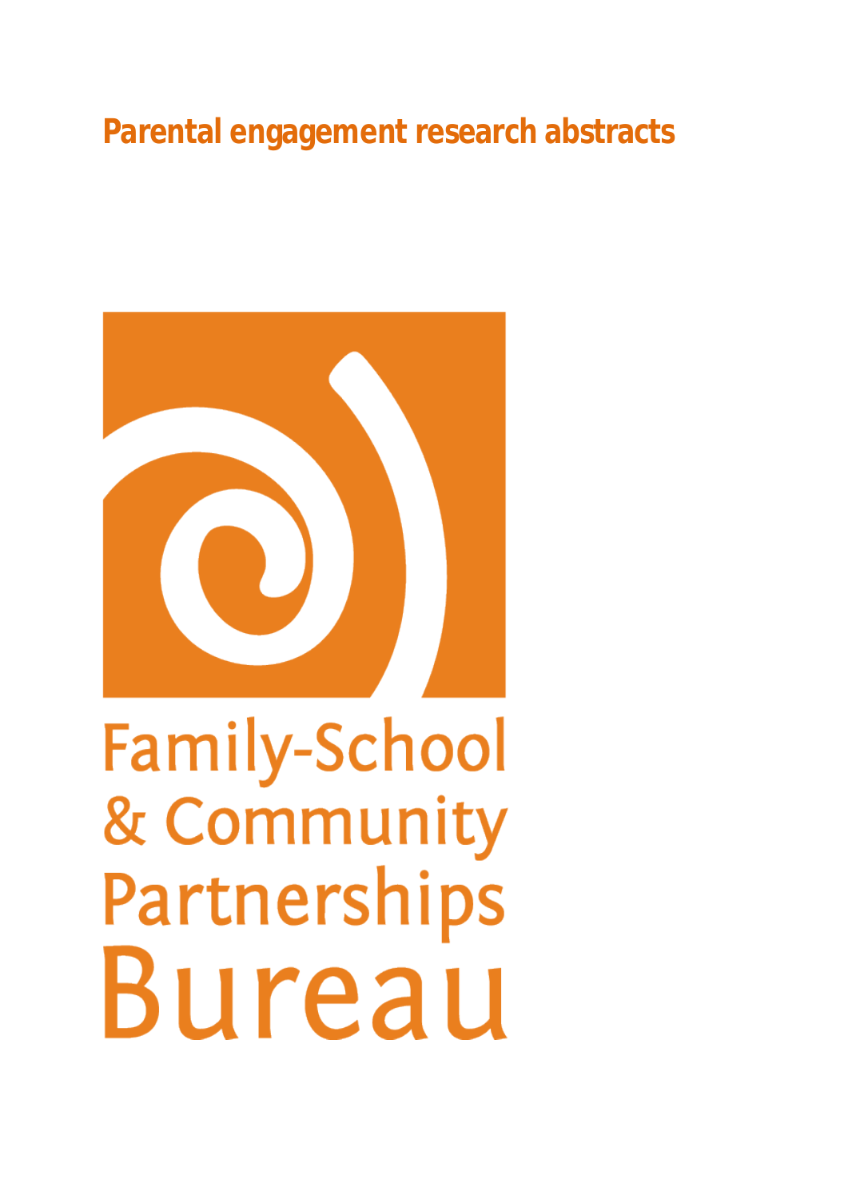# Parental engagement research abstracts

Family-School & Community Partnerships Bureau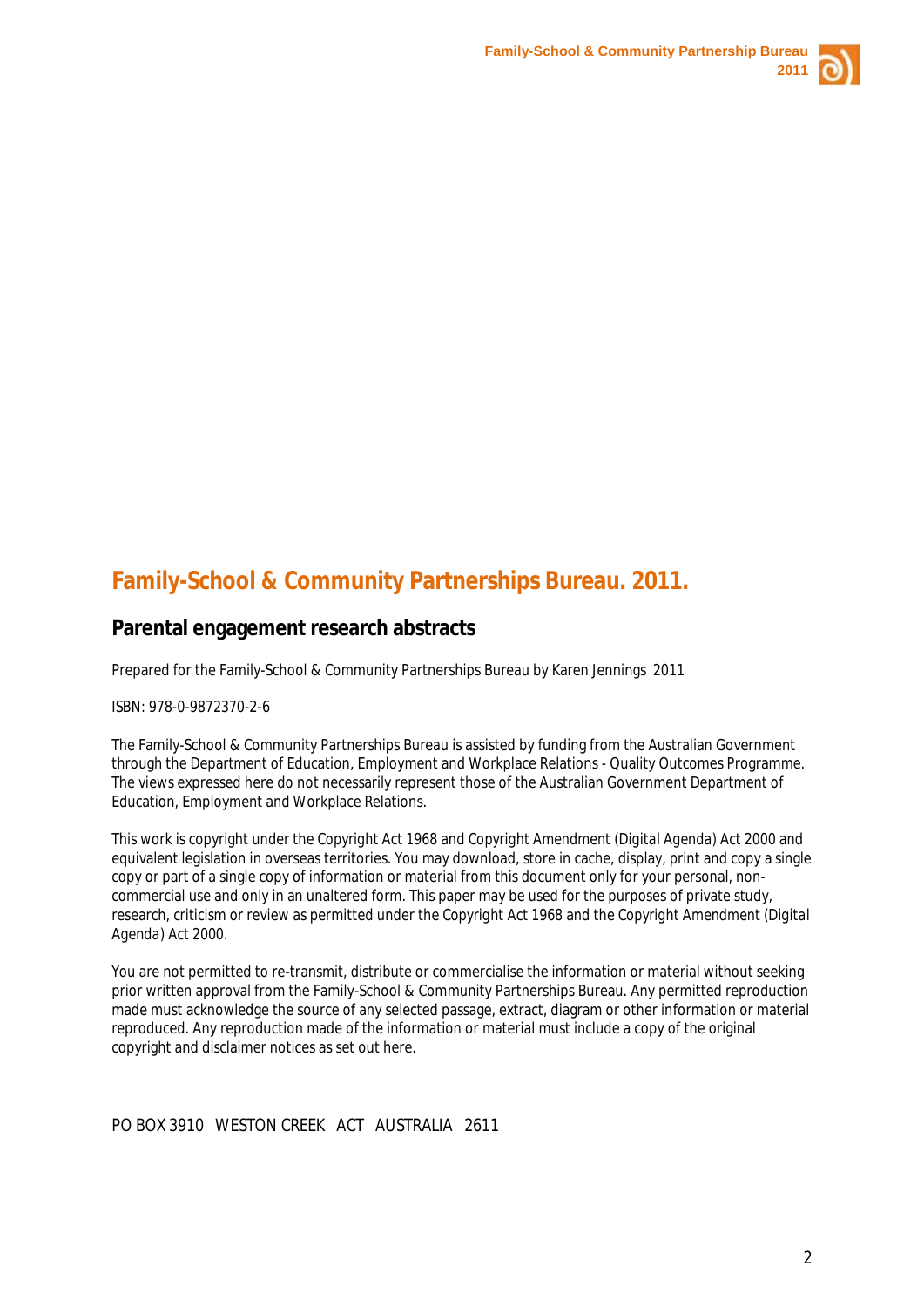# Family-School & Community Partnerships Bureau. 2011.

## Parental engagement research abstracts

Prepared for the Family-School & Community Partnerships Bureau by Karen Jennings 2011

ISBN: 978-0-9872370-2-6

The Family-School & Community Partnerships Bureau is assisted by funding from the Australian Government through the Department of Education, Employment and Workplace Relations - Quality Outcomes Programme. The views expressed here do not necessarily represent those of the Australian Government Department of Education, Employment and Workplace Relations.

This work is copyright under the Copyright Act 1968 and Copyright Amendment (Digital Agenda) Act 2000 and equivalent legislation in overseas territories. You may download, store in cache, display, print and copy a single copy or part of a single copy of information or material from this document only for your personal, non-commercial use and only in an unaltered form. This paper may be used for the purposes of private study, research, criticism or review as permitted under the Copyright Act 1968 and the Copyright Amendment (Digital Agenda) Act 2000.

You are not permitted to re-transmit, distribute or commercialise the information or material without seeking prior written approval from the Family-School & Community Partnerships Bureau. Any permitted reproduction made must acknowledge the source of any selected passage, extract, diagram or other information or material reproduced. Any reproduction made of the information or material must include a copy of the original copyright and disclaimer notices as set out here.

PO BOX 3910 WESTON CREEK ACT AUSTRALIA 2611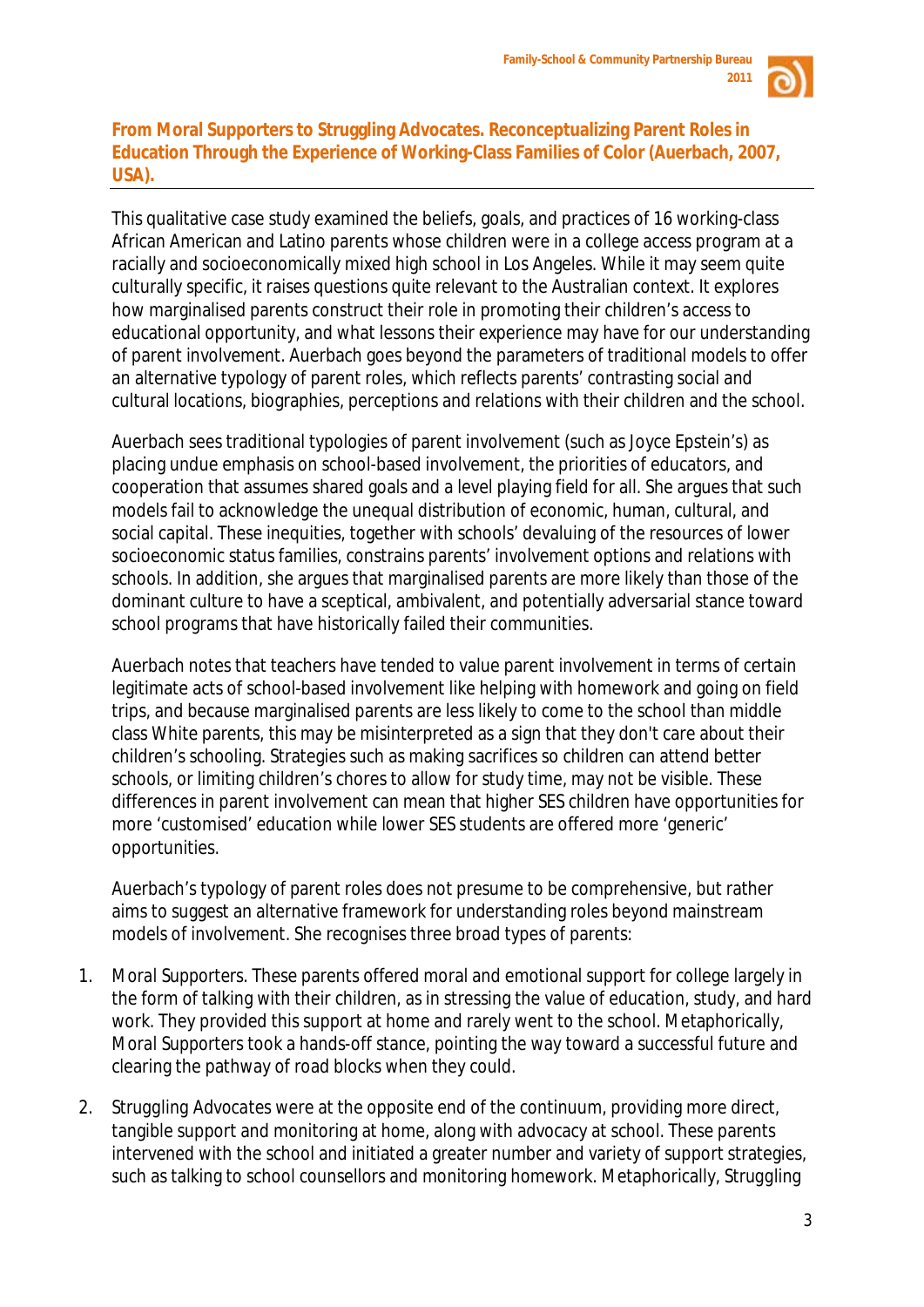## From Moral Supporters to Struggling Advocates. Reconceptualizing Parent Roles in Education Through the Experience of Working-Class Families of Color (Auerbach, 2007, USA).

This qualitative case study examined the beliefs, goals, and practices of 16 working-class African American and Latino parents whose children were in a college access program at a racially and socioeconomically mixed high school in Los Angeles. While it may seem quite culturally specific, it raises questions quite relevant to the Australian context. It explores how marginalised parents construct their role in promoting their children's access to educational opportunity, and what lessons their experience may have for our understanding of parent involvement. Auerbach goes beyond the parameters of traditional models to offer an alternative typology of parent roles, which reflects parents' contrasting social and cultural locations, biographies, perceptions and relations with their children and the school.

Auerbach sees traditional typologies of parent involvement (such as Joyce Epstein's) as placing undue emphasis on school-based involvement, the priorities of educators, and cooperation that assumes shared goals and a level playing field for all. She argues that such models fail to acknowledge the unequal distribution of economic, human, cultural, and social capital. These inequities, together with schools' devaluing of the resources of lower socioeconomic status families, constrains parents' involvement options and relations with schools. In addition, she argues that marginalised parents are more likely than those of the dominant culture to have a sceptical, ambivalent, and potentially adversarial stance toward school programs that have historically failed their communities.

Auerbach notes that teachers have tended to value parent involvement in terms of certain legitimate acts of school-based involvement like helping with homework and going on field trips, and because marginalised parents are less likely to come to the school than middle class White parents, this may be misinterpreted as a sign that they don't care about their children's schooling. Strategies such as making sacrifices so children can attend better schools, or limiting children's chores to allow for study time, may not be visible. These differences in parent involvement can mean that higher SES children have opportunities for more 'customised' education while lower SES students are offered more 'generic' opportunities.

Auerbach's typology of parent roles does not presume to be comprehensive, but rather aims to suggest an alternative framework for understanding roles beyond mainstream models of involvement. She recognises three broad types of parents:

1. Moral Supporters. These parents offered moral and emotional support for college largely in the form of talking with their children, as in stressing the value of education, study, and hard work. They provided this support at home and rarely went to the school. Metaphorically, Moral Supporters took a hands-off stance, pointing the way toward a successful future and clearing the pathway of road blocks when they could.
2. Struggling Advocates were at the opposite end of the continuum, providing more direct, tangible support and monitoring at home, along with advocacy at school. These parents intervened with the school and initiated a greater number and variety of support strategies, such as talking to school counsellors and monitoring homework. Metaphorically, Struggling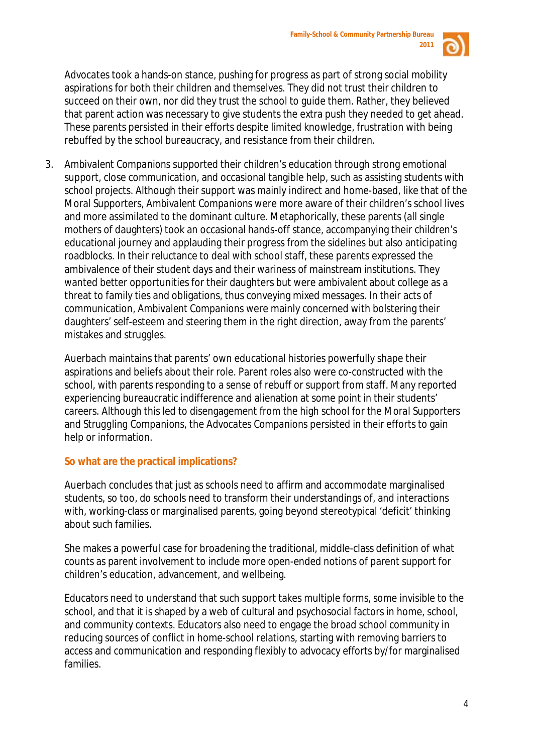Advocates took a hands-on stance, pushing for progress as part of strong social mobility aspirations for both their children and themselves. They did not trust their children to succeed on their own, nor did they trust the school to guide them. Rather, they believed that parent action was necessary to give students the extra push they needed to get ahead. These parents persisted in their efforts despite limited knowledge, frustration with being rebuffed by the school bureaucracy, and resistance from their children.

3. Ambivalent Companions supported their children's education through strong emotional support, close communication, and occasional tangible help, such as assisting students with school projects. Although their support was mainly indirect and home-based, like that of the Moral Supporters, Ambivalent Companions were more aware of their children's school lives and more assimilated to the dominant culture. Metaphorically, these parents (all single mothers of daughters) took an occasional hands-off stance, accompanying their children's educational journey and applauding their progress from the sidelines but also anticipating roadblocks. In their reluctance to deal with school staff, these parents expressed the ambivalence of their student days and their wariness of mainstream institutions. They wanted better opportunities for their daughters but were ambivalent about college as a threat to family ties and obligations, thus conveying mixed messages. In their acts of communication, Ambivalent Companions were mainly concerned with bolstering their daughters' self-esteem and steering them in the right direction, away from the parents' mistakes and struggles.

Auerbach maintains that parents' own educational histories powerfully shape their aspirations and beliefs about their role. Parent roles also were co-constructed with the school, with parents responding to a sense of rebuff or support from staff. Many reported experiencing bureaucratic indifference and alienation at some point in their students' careers. Although this led to disengagement from the high school for the Moral Supporters and Struggling Companions, the Advocates Companions persisted in their efforts to gain help or information.

## So what are the practical implications?

Auerbach concludes that just as schools need to affirm and accommodate marginalised students, so too, do schools need to transform their understandings of, and interactions with, working-class or marginalised parents, going beyond stereotypical 'deficit' thinking about such families.

She makes a powerful case for broadening the traditional, middle-class definition of what counts as parent involvement to include more open-ended notions of parent support for children's education, advancement, and wellbeing.

Educators need to understand that such support takes multiple forms, some invisible to the school, and that it is shaped by a web of cultural and psychosocial factors in home, school, and community contexts. Educators also need to engage the broad school community in reducing sources of conflict in home-school relations, starting with removing barriers to access and communication and responding flexibly to advocacy efforts by/for marginalised families.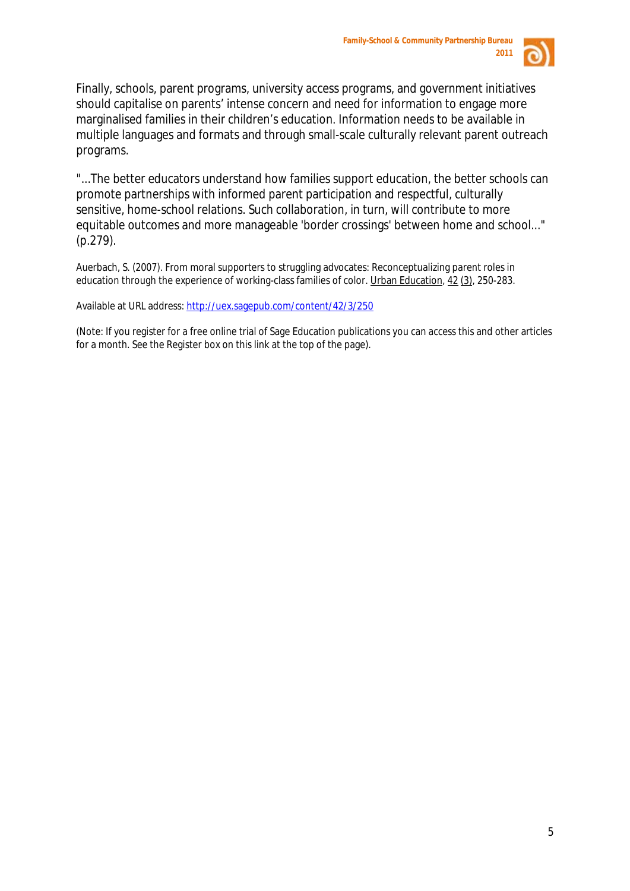Finally, schools, parent programs, university access programs, and government initiatives should capitalise on parents' intense concern and need for information to engage more marginalised families in their children's education. Information needs to be available in multiple languages and formats and through small-scale culturally relevant parent outreach programs.

"...The better educators understand how families support education, the better schools can promote partnerships with informed parent participation and respectful, culturally sensitive, home-school relations. Such collaboration, in turn, will contribute to more equitable outcomes and more manageable 'border crossings' between home and school..." (p.279).

Auerbach, S. (2007). From moral supporters to struggling advocates: Reconceptualizing parent roles in education through the experience of working-class families of color. Urban Education, 42 (3), 250-283.

Available at URL address: http://uex.sagepub.com/content/42/3/250

(Note: If you register for a free online trial of Sage Education publications you can access this and other articles for a month. See the Register box on this link at the top of the page).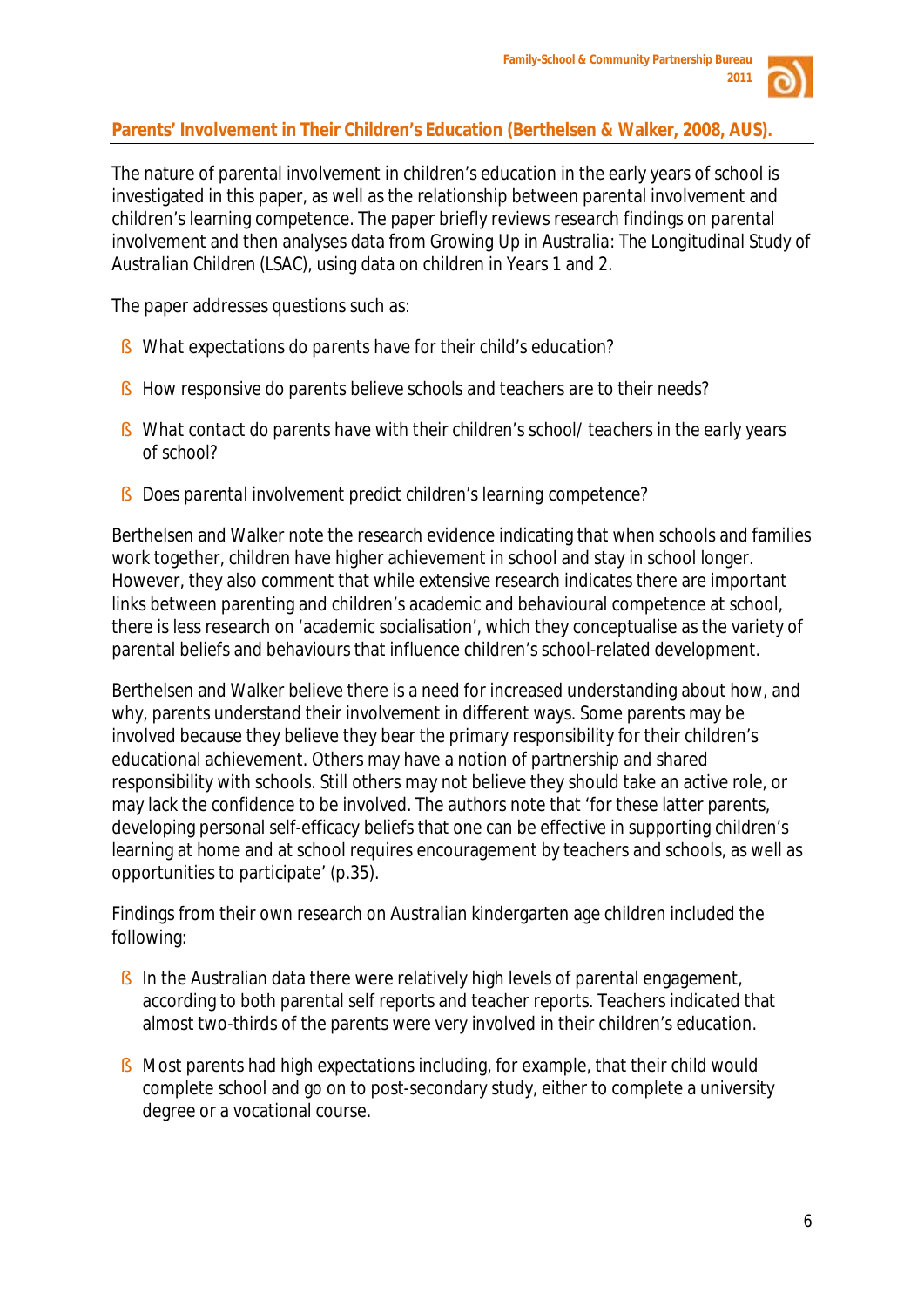## Parents' Involvement in Their Children's Education (Berthelsen & Walker, 2008, AUS).

The nature of parental involvement in children's education in the early years of school is investigated in this paper, as well as the relationship between parental involvement and children's learning competence. The paper briefly reviews research findings on parental involvement and then analyses data from Growing Up in Australia: The Longitudinal Study of Australian Children (LSAC), using data on children in Years 1 and 2.

The paper addresses questions such as:

- What expectations do parents have for their child's education?
- How responsive do parents believe schools and teachers are to their needs?
- What contact do parents have with their children's school/ teachers in the early years of school?
- Does parental involvement predict children's learning competence?

Berthelsen and Walker note the research evidence indicating that when schools and families work together, children have higher achievement in school and stay in school longer. However, they also comment that while extensive research indicates there are important links between parenting and children's academic and behavioural competence at school, there is less research on 'academic socialisation', which they conceptualise as the variety of parental beliefs and behaviours that influence children's school-related development.

Berthelsen and Walker believe there is a need for increased understanding about how, and why, parents understand their involvement in different ways. Some parents may be involved because they believe they bear the primary responsibility for their children's educational achievement. Others may have a notion of partnership and shared responsibility with schools. Still others may not believe they should take an active role, or may lack the confidence to be involved. The authors note that 'for these latter parents, developing personal self-efficacy beliefs that one can be effective in supporting children's learning at home and at school requires encouragement by teachers and schools, as well as opportunities to participate' (p.35).

Findings from their own research on Australian kindergarten age children included the following:

- In the Australian data there were relatively high levels of parental engagement, according to both parental self reports and teacher reports. Teachers indicated that almost two-thirds of the parents were very involved in their children's education.
- Most parents had high expectations including, for example, that their child would complete school and go on to post-secondary study, either to complete a university degree or a vocational course.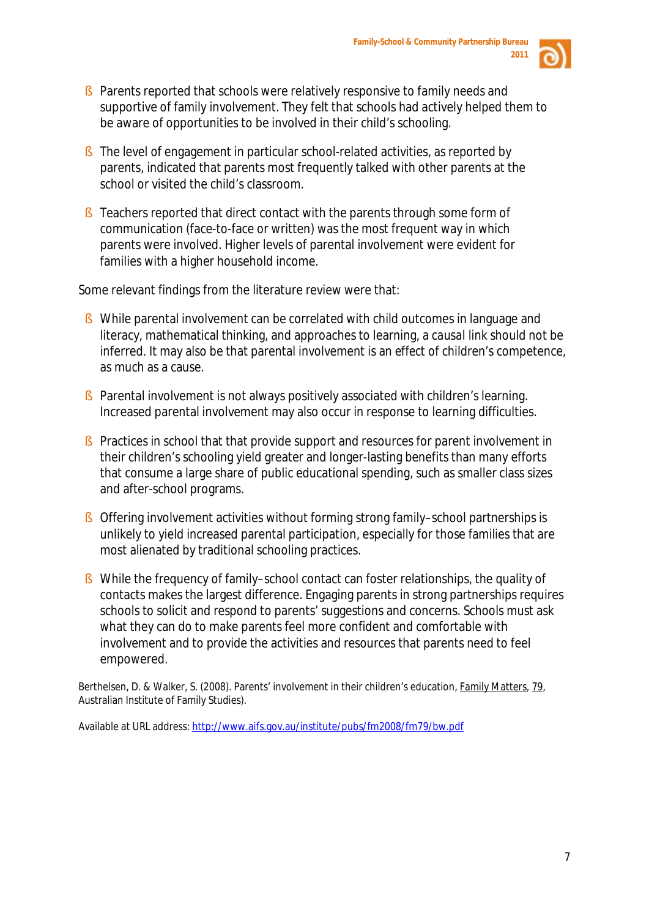- Parents reported that schools were relatively responsive to family needs and supportive of family involvement. They felt that schools had actively helped them to be aware of opportunities to be involved in their child's schooling.

- The level of engagement in particular school-related activities, as reported by parents, indicated that parents most frequently talked with other parents at the school or visited the child's classroom.

- Teachers reported that direct contact with the parents through some form of communication (face-to-face or written) was the most frequent way in which parents were involved. Higher levels of parental involvement were evident for families with a higher household income.

Some relevant findings from the literature review were that:

- While parental involvement can be correlated with child outcomes in language and literacy, mathematical thinking, and approaches to learning, a causal link should not be inferred. It may also be that parental involvement is an effect of children's competence, as much as a cause.

- Parental involvement is not always positively associated with children's learning. Increased parental involvement may also occur in response to learning difficulties.

- Practices in school that that provide support and resources for parent involvement in their children's schooling yield greater and longer-lasting benefits than many efforts that consume a large share of public educational spending, such as smaller class sizes and after-school programs.

- Offering involvement activities without forming strong family–school partnerships is unlikely to yield increased parental participation, especially for those families that are most alienated by traditional schooling practices.

- While the frequency of family–school contact can foster relationships, the quality of contacts makes the largest difference. Engaging parents in strong partnerships requires schools to solicit and respond to parents' suggestions and concerns. Schools must ask what they can do to make parents feel more confident and comfortable with involvement and to provide the activities and resources that parents need to feel empowered.

Berthelsen, D. & Walker, S. (2008). Parents' involvement in their children's education, Family Matters, 79, Australian Institute of Family Studies).

Available at URL address: http://www.aifs.gov.au/institute/pubs/fm2008/fm79/bw.pdf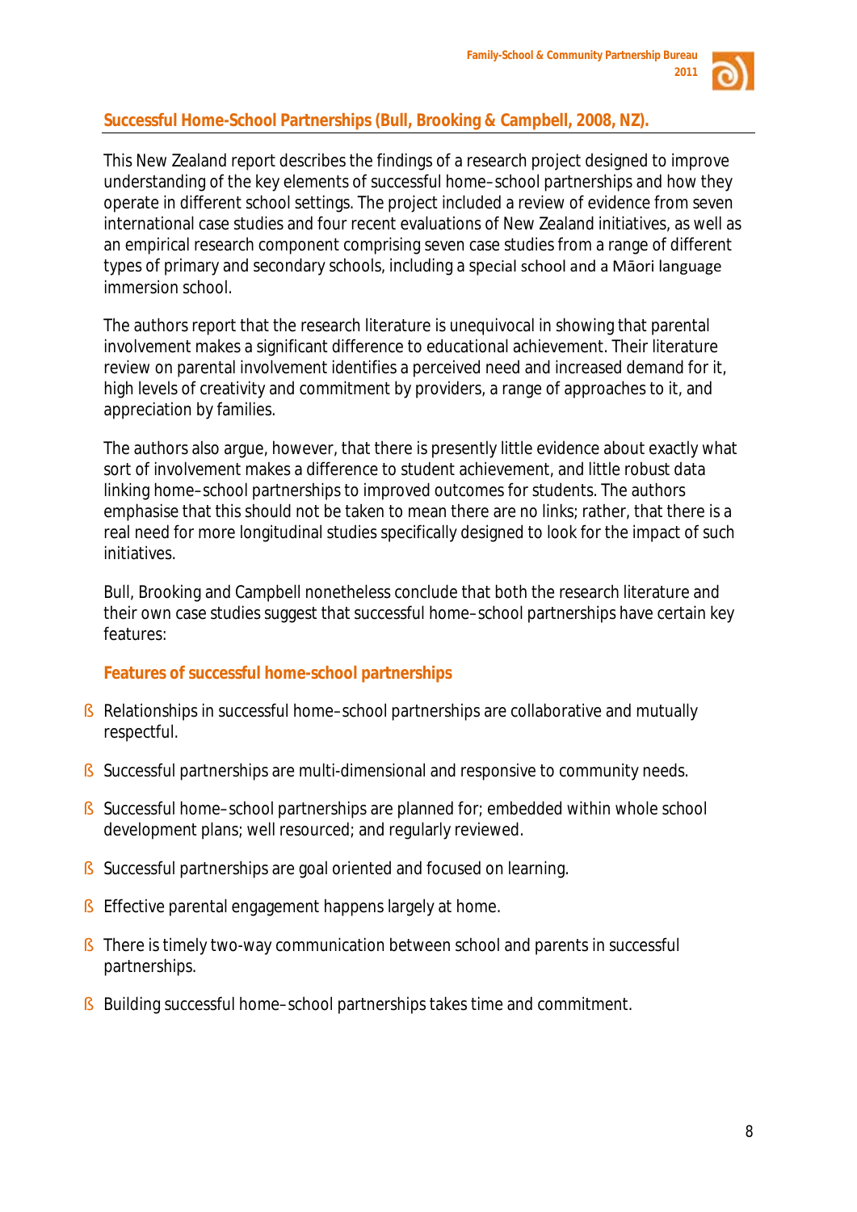## Successful Home-School Partnerships (Bull, Brooking & Campbell, 2008, NZ).

This New Zealand report describes the findings of a research project designed to improve understanding of the key elements of successful home–school partnerships and how they operate in different school settings. The project included a review of evidence from seven international case studies and four recent evaluations of New Zealand initiatives, as well as an empirical research component comprising seven case studies from a range of different types of primary and secondary schools, including a special school and a Māori language immersion school.

The authors report that the research literature is unequivocal in showing that parental involvement makes a significant difference to educational achievement. Their literature review on parental involvement identifies a perceived need and increased demand for it, high levels of creativity and commitment by providers, a range of approaches to it, and appreciation by families.

The authors also argue, however, that there is presently little evidence about exactly what sort of involvement makes a difference to student achievement, and little robust data linking home–school partnerships to improved outcomes for students. The authors emphasise that this should not be taken to mean there are no links; rather, that there is a real need for more longitudinal studies specifically designed to look for the impact of such initiatives.

Bull, Brooking and Campbell nonetheless conclude that both the research literature and their own case studies suggest that successful home–school partnerships have certain key features:

### Features of successful home-school partnerships

- Relationships in successful home–school partnerships are collaborative and mutually respectful.
- Successful partnerships are multi-dimensional and responsive to community needs.
- Successful home–school partnerships are planned for; embedded within whole school development plans; well resourced; and regularly reviewed.
- Successful partnerships are goal oriented and focused on learning.
- Effective parental engagement happens largely at home.
- There is timely two-way communication between school and parents in successful partnerships.
- Building successful home–school partnerships takes time and commitment.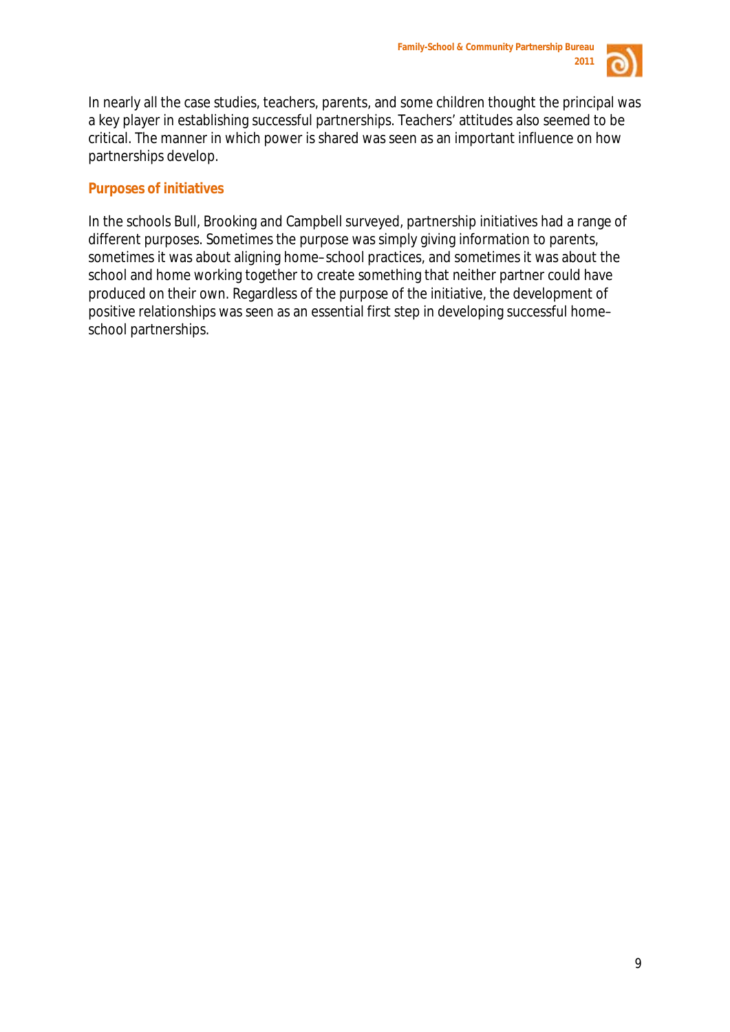In nearly all the case studies, teachers, parents, and some children thought the principal was a key player in establishing successful partnerships. Teachers' attitudes also seemed to be critical. The manner in which power is shared was seen as an important influence on how partnerships develop.

## Purposes of initiatives

In the schools Bull, Brooking and Campbell surveyed, partnership initiatives had a range of different purposes. Sometimes the purpose was simply giving information to parents, sometimes it was about aligning home–school practices, and sometimes it was about the school and home working together to create something that neither partner could have produced on their own. Regardless of the purpose of the initiative, the development of positive relationships was seen as an essential first step in developing successful home–school partnerships.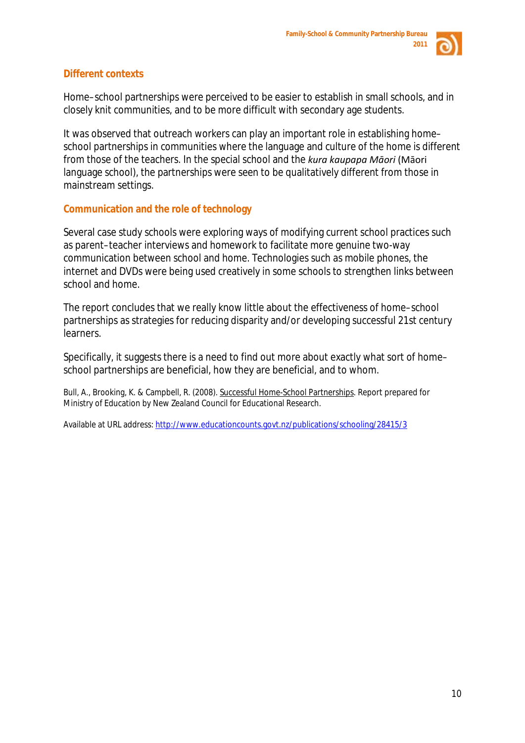## Different contexts

Home–school partnerships were perceived to be easier to establish in small schools, and in closely knit communities, and to be more difficult with secondary age students.

It was observed that outreach workers can play an important role in establishing home–school partnerships in communities where the language and culture of the home is different from those of the teachers. In the special school and the *kura kaupapa Māori* (Māori language school), the partnerships were seen to be qualitatively different from those in mainstream settings.

## Communication and the role of technology

Several case study schools were exploring ways of modifying current school practices such as parent–teacher interviews and homework to facilitate more genuine two-way communication between school and home. Technologies such as mobile phones, the internet and DVDs were being used creatively in some schools to strengthen links between school and home.

The report concludes that we really know little about the effectiveness of home–school partnerships as strategies for reducing disparity and/or developing successful 21st century learners.

Specifically, it suggests there is a need to find out more about exactly what sort of home–school partnerships are beneficial, how they are beneficial, and to whom.

Bull, A., Brooking, K. & Campbell, R. (2008). Successful Home-School Partnerships. Report prepared for Ministry of Education by New Zealand Council for Educational Research.

Available at URL address: http://www.educationcounts.govt.nz/publications/schooling/28415/3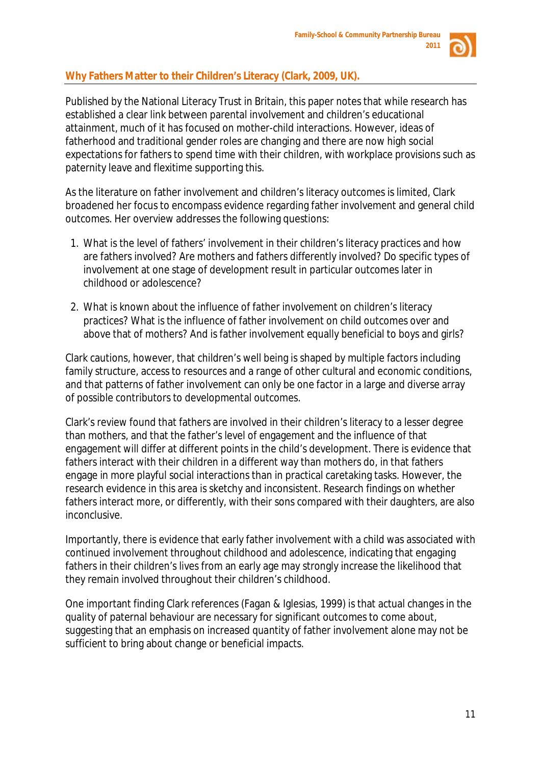## Why Fathers Matter to their Children's Literacy (Clark, 2009, UK).

Published by the National Literacy Trust in Britain, this paper notes that while research has established a clear link between parental involvement and children's educational attainment, much of it has focused on mother-child interactions. However, ideas of fatherhood and traditional gender roles are changing and there are now high social expectations for fathers to spend time with their children, with workplace provisions such as paternity leave and flexitime supporting this.

As the literature on father involvement and children's literacy outcomes is limited, Clark broadened her focus to encompass evidence regarding father involvement and general child outcomes. Her overview addresses the following questions:

1. What is the level of fathers' involvement in their children's literacy practices and how are fathers involved? Are mothers and fathers differently involved? Do specific types of involvement at one stage of development result in particular outcomes later in childhood or adolescence?
2. What is known about the influence of father involvement on children's literacy practices? What is the influence of father involvement on child outcomes over and above that of mothers? And is father involvement equally beneficial to boys and girls?

Clark cautions, however, that children's well being is shaped by multiple factors including family structure, access to resources and a range of other cultural and economic conditions, and that patterns of father involvement can only be one factor in a large and diverse array of possible contributors to developmental outcomes.

Clark's review found that fathers are involved in their children's literacy to a lesser degree than mothers, and that the father's level of engagement and the influence of that engagement will differ at different points in the child's development. There is evidence that fathers interact with their children in a different way than mothers do, in that fathers engage in more playful social interactions than in practical caretaking tasks. However, the research evidence in this area is sketchy and inconsistent. Research findings on whether fathers interact more, or differently, with their sons compared with their daughters, are also inconclusive.

Importantly, there is evidence that early father involvement with a child was associated with continued involvement throughout childhood and adolescence, indicating that engaging fathers in their children's lives from an early age may strongly increase the likelihood that they remain involved throughout their children's childhood.

One important finding Clark references (Fagan & Iglesias, 1999) is that actual changes in the quality of paternal behaviour are necessary for significant outcomes to come about, suggesting that an emphasis on increased *quantity* of father involvement alone may not be sufficient to bring about change or beneficial impacts.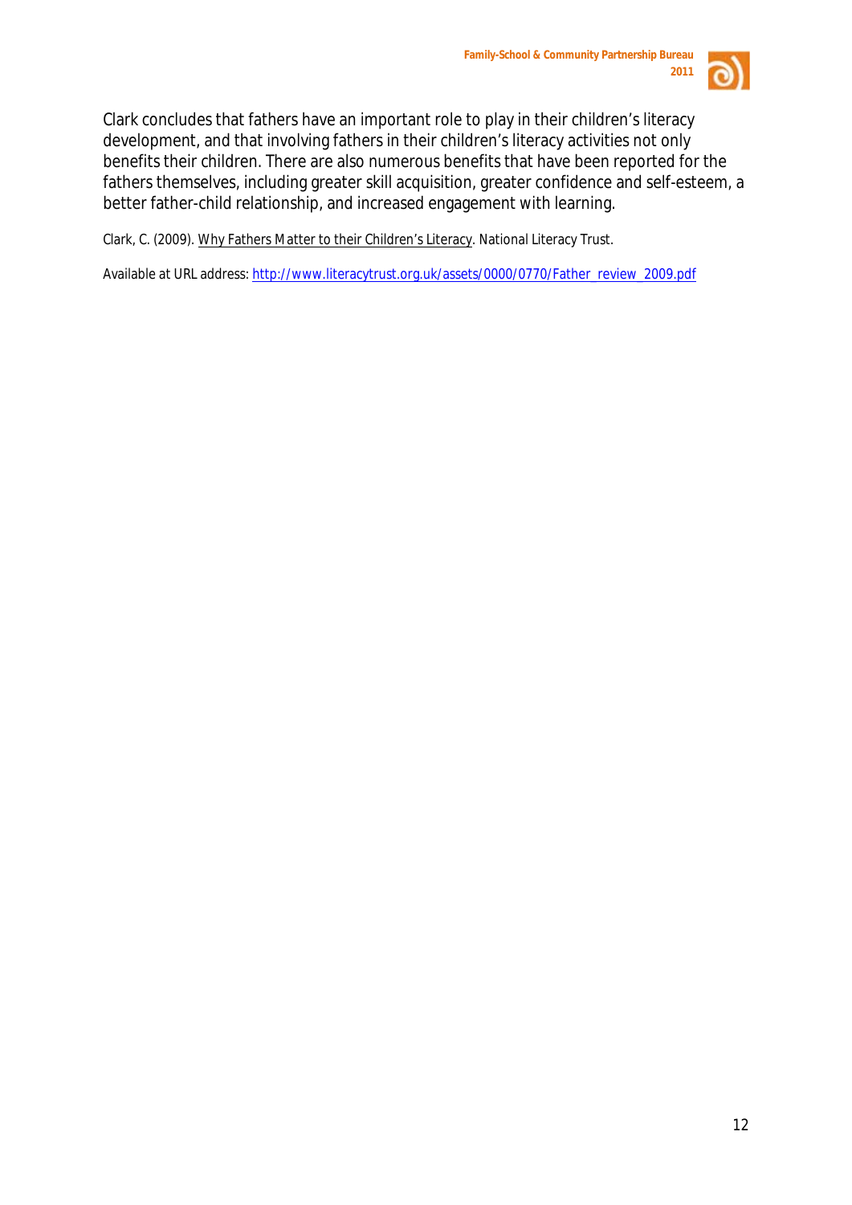Clark concludes that fathers have an important role to play in their children's literacy development, and that involving fathers in their children's literacy activities not only benefits their children. There are also numerous benefits that have been reported for the fathers themselves, including greater skill acquisition, greater confidence and self-esteem, a better father-child relationship, and increased engagement with learning.

Clark, C. (2009). Why Fathers Matter to their Children's Literacy. National Literacy Trust.

Available at URL address: http://www.literacytrust.org.uk/assets/0000/0770/Father_review_2009.pdf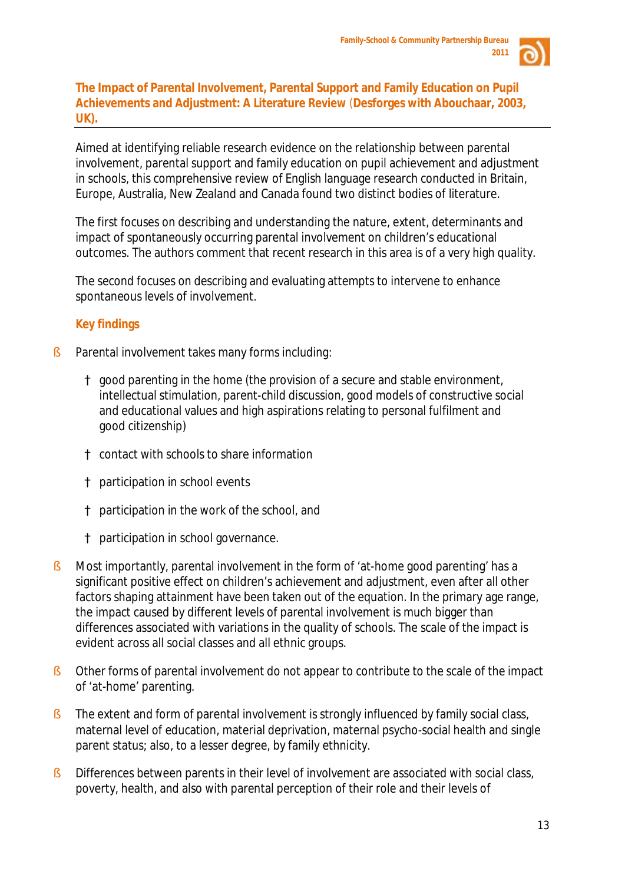## The Impact of Parental Involvement, Parental Support and Family Education on Pupil Achievements and Adjustment: A Literature Review (Desforges with Abouchaar, 2003, UK).

Aimed at identifying reliable research evidence on the relationship between parental involvement, parental support and family education on pupil achievement and adjustment in schools, this comprehensive review of English language research conducted in Britain, Europe, Australia, New Zealand and Canada found two distinct bodies of literature.

The first focuses on describing and understanding the nature, extent, determinants and impact of spontaneously occurring parental involvement on children's educational outcomes. The authors comment that recent research in this area is of a very high quality.

The second focuses on describing and evaluating attempts to intervene to enhance spontaneous levels of involvement.

### Key findings

- Parental involvement takes many forms including:
  - good parenting in the home (the provision of a secure and stable environment, intellectual stimulation, parent-child discussion, good models of constructive social and educational values and high aspirations relating to personal fulfilment and good citizenship)
  - contact with schools to share information
  - participation in school events
  - participation in the work of the school, and
  - participation in school governance.
- Most importantly, parental involvement in the form of 'at-home good parenting' has a significant positive effect on children's achievement and adjustment, even after all other factors shaping attainment have been taken out of the equation. In the primary age range, the impact caused by different levels of parental involvement is much bigger than differences associated with variations in the quality of schools. The scale of the impact is evident across all social classes and all ethnic groups.
- Other forms of parental involvement do not appear to contribute to the scale of the impact of 'at-home' parenting.
- The extent and form of parental involvement is strongly influenced by family social class, maternal level of education, material deprivation, maternal psycho-social health and single parent status; also, to a lesser degree, by family ethnicity.
- Differences between parents in their level of involvement are associated with social class, poverty, health, and also with parental perception of their role and their levels of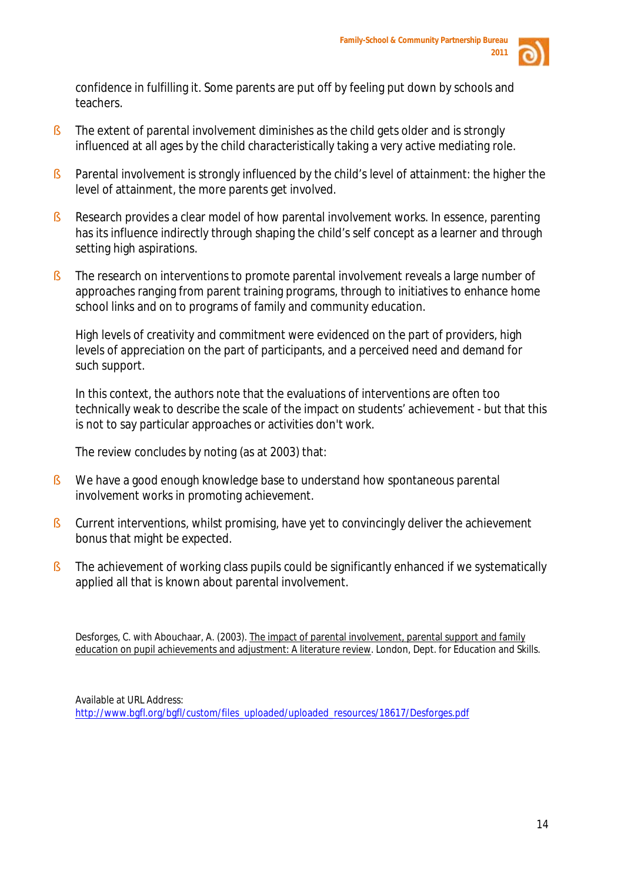confidence in fulfilling it. Some parents are put off by feeling put down by schools and teachers.

- The extent of parental involvement diminishes as the child gets older and is strongly influenced at all ages by the child characteristically taking a very active mediating role.
- Parental involvement is strongly influenced by the child's level of attainment: the higher the level of attainment, the more parents get involved.
- Research provides a clear model of how parental involvement works. In essence, parenting has its influence indirectly through shaping the child's self concept as a learner and through setting high aspirations.
- The research on interventions to promote parental involvement reveals a large number of approaches ranging from parent training programs, through to initiatives to enhance home school links and on to programs of family and community education.

  High levels of creativity and commitment were evidenced on the part of providers, high levels of appreciation on the part of participants, and a perceived need and demand for such support.

  In this context, the authors note that the evaluations of interventions are often too technically weak to describe the scale of the impact on students' achievement - but that this is not to say particular approaches or activities don't work.

  The review concludes by noting (as at 2003) that:

- We have a good enough knowledge base to understand how spontaneous parental involvement works in promoting achievement.
- Current interventions, whilst promising, have yet to convincingly deliver the achievement bonus that might be expected.
- The achievement of working class pupils could be significantly enhanced if we systematically applied all that is known about parental involvement.

Desforges, C. with Abouchaar, A. (2003). The impact of parental involvement, parental support and family education on pupil achievements and adjustment: A literature review. London, Dept. for Education and Skills.

Available at URL Address:
http://www.bgfl.org/bgfl/custom/files_uploaded/uploaded_resources/18617/Desforges.pdf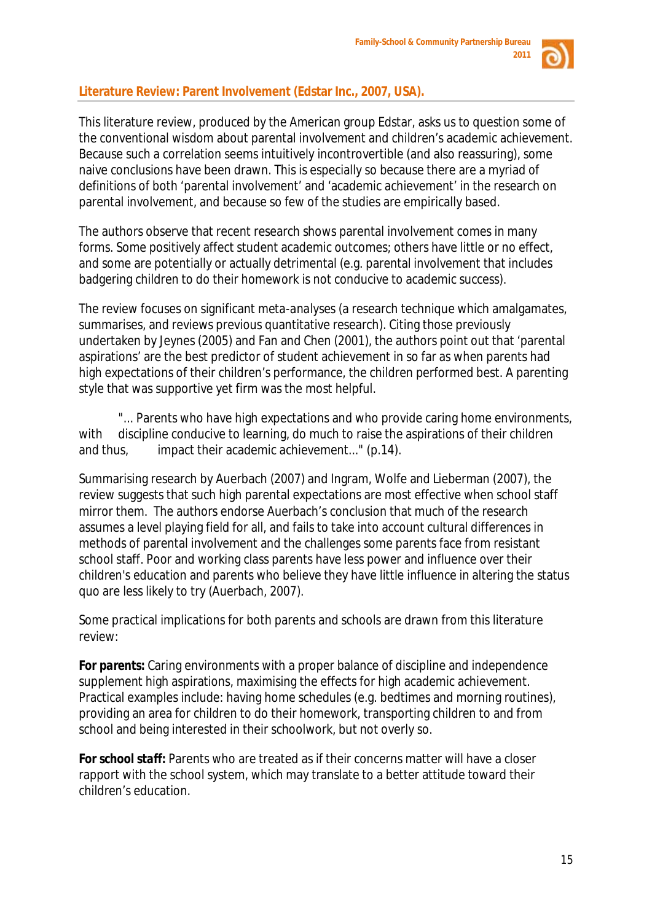## Literature Review: Parent Involvement (Edstar Inc., 2007, USA).

This literature review, produced by the American group Edstar, asks us to question some of the conventional wisdom about parental involvement and children's academic achievement. Because such a correlation seems intuitively incontrovertible (and also reassuring), some naive conclusions have been drawn. This is especially so because there are a myriad of definitions of both 'parental involvement' and 'academic achievement' in the research on parental involvement, and because so few of the studies are empirically based.

The authors observe that recent research shows parental involvement comes in many forms. Some positively affect student academic outcomes; others have little or no effect, and some are potentially or actually detrimental (e.g. parental involvement that includes badgering children to do their homework is not conducive to academic success).

The review focuses on significant *meta-analyses* (a research technique which amalgamates, summarises, and reviews previous quantitative research). Citing those previously undertaken by Jeynes (2005) and Fan and Chen (2001), the authors point out that 'parental aspirations' are the best predictor of student achievement in so far as when parents had high expectations of their children's performance, the children performed best. A parenting style that was supportive yet firm was the most helpful.

> "... Parents who have high expectations and who provide caring home environments, with discipline conducive to learning, do much to raise the aspirations of their children and thus, impact their academic achievement..." (p.14).

Summarising research by Auerbach (2007) and Ingram, Wolfe and Lieberman (2007), the review suggests that such high parental expectations are most effective when school staff mirror them. The authors endorse Auerbach's conclusion that much of the research assumes a level playing field for all, and fails to take into account cultural differences in methods of parental involvement and the challenges some parents face from resistant school staff. Poor and working class parents have less power and influence over their children's education and parents who believe they have little influence in altering the status quo are less likely to try (Auerbach, 2007).

Some practical implications for both parents and schools are drawn from this literature review:

***For parents:*** Caring environments with a proper balance of discipline and independence supplement high aspirations, maximising the effects for high academic achievement. Practical examples include: having home schedules (e.g. bedtimes and morning routines), providing an area for children to do their homework, transporting children to and from school and being interested in their schoolwork, but not overly so.

***For school staff:*** Parents who are treated as if their concerns matter will have a closer rapport with the school system, which may translate to a better attitude toward their children's education.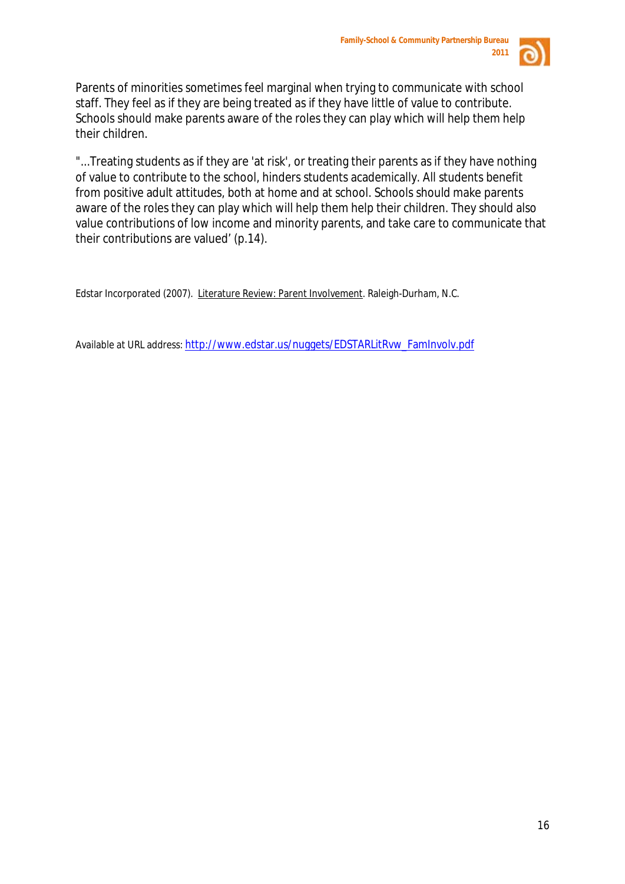Parents of minorities sometimes feel marginal when trying to communicate with school staff. They feel as if they are being treated as if they have little of value to contribute. Schools should make parents aware of the roles they can play which will help them help their children.

"...Treating students as if they are 'at risk', or treating their parents as if they have nothing of value to contribute to the school, hinders students academically. All students benefit from positive adult attitudes, both at home and at school. Schools should make parents aware of the roles they can play which will help them help their children. They should also value contributions of low income and minority parents, and take care to communicate that their contributions are valued' (p.14).

Edstar Incorporated (2007). Literature Review: Parent Involvement. Raleigh-Durham, N.C.

Available at URL address: http://www.edstar.us/nuggets/EDSTARLitRvw_FamInvolv.pdf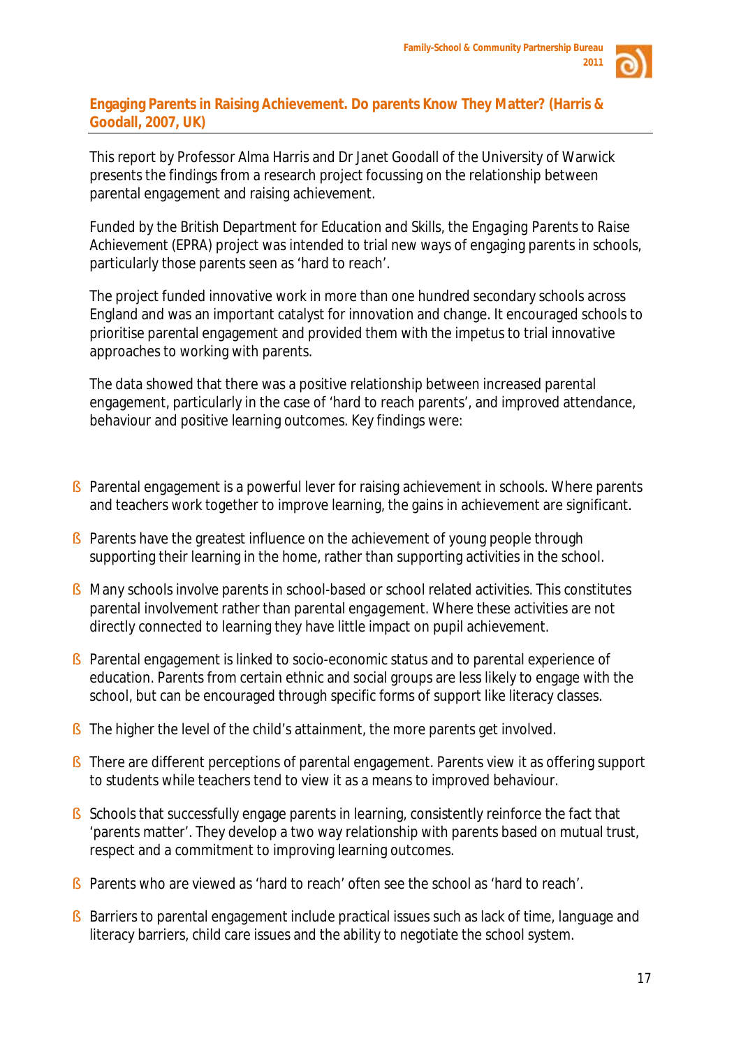## Engaging Parents in Raising Achievement. Do parents Know They Matter? (Harris & Goodall, 2007, UK)

This report by Professor Alma Harris and Dr Janet Goodall of the University of Warwick presents the findings from a research project focussing on the relationship between parental engagement and raising achievement.

Funded by the British Department for Education and Skills, the *Engaging Parents to Raise Achievement* (EPRA) project was intended to trial new ways of engaging parents in schools, particularly those parents seen as 'hard to reach'.

The project funded innovative work in more than one hundred secondary schools across England and was an important catalyst for innovation and change. It encouraged schools to prioritise parental engagement and provided them with the impetus to trial innovative approaches to working with parents.

The data showed that there was a positive relationship between increased parental engagement, particularly in the case of 'hard to reach parents', and improved attendance, behaviour and positive learning outcomes. Key findings were:

- Parental engagement is a powerful lever for raising achievement in schools. Where parents and teachers work together to improve learning, the gains in achievement are significant.
- Parents have the greatest influence on the achievement of young people through supporting their learning in the home, rather than supporting activities in the school.
- Many schools involve parents in school-based or school related activities. This constitutes parental involvement rather than parental *engagement*. Where these activities are not directly connected to learning they have little impact on pupil achievement.
- Parental engagement is linked to socio-economic status and to parental experience of education. Parents from certain ethnic and social groups are less likely to engage with the school, but can be encouraged through specific forms of support like literacy classes.
- The higher the level of the child's attainment, the more parents get involved.
- There are different perceptions of parental engagement. Parents view it as offering support to students while teachers tend to view it as a means to improved behaviour.
- Schools that successfully engage parents in learning, consistently reinforce the fact that 'parents matter'. They develop a two way relationship with parents based on mutual trust, respect and a commitment to improving learning outcomes.
- Parents who are viewed as 'hard to reach' often see the school as 'hard to reach'.
- Barriers to parental engagement include practical issues such as lack of time, language and literacy barriers, child care issues and the ability to negotiate the school system.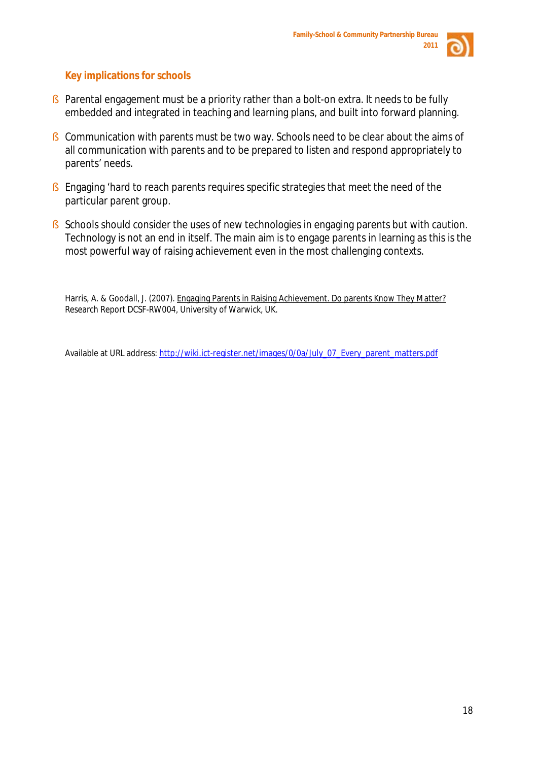### Key implications for schools

- Parental engagement must be a priority rather than a bolt-on extra. It needs to be fully embedded and integrated in teaching and learning plans, and built into forward planning.
- Communication with parents must be two way. Schools need to be clear about the aims of all communication with parents and to be prepared to listen and respond appropriately to parents' needs.
- Engaging 'hard to reach parents requires specific strategies that meet the need of the particular parent group.
- Schools should consider the uses of new technologies in engaging parents but with caution. Technology is not an end in itself. The main aim is to engage parents in learning as this is the most powerful way of raising achievement even in the most challenging contexts.

Harris, A. & Goodall, J. (2007). Engaging Parents in Raising Achievement. Do parents Know They Matter? Research Report DCSF-RW004, University of Warwick, UK.

Available at URL address: http://wiki.ict-register.net/images/0/0a/July_07_Every_parent_matters.pdf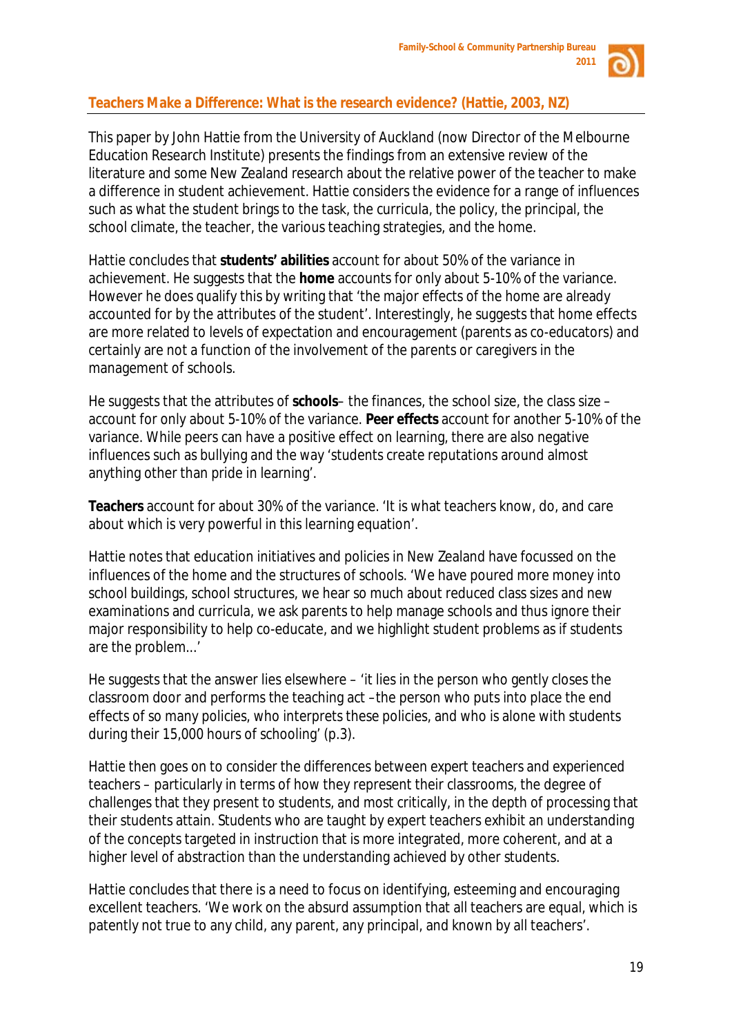## Teachers Make a Difference: What is the research evidence? (Hattie, 2003, NZ)

This paper by John Hattie from the University of Auckland (now Director of the Melbourne Education Research Institute) presents the findings from an extensive review of the literature and some New Zealand research about the relative power of the teacher to make a difference in student achievement. Hattie considers the evidence for a range of influences such as what the student brings to the task, the curricula, the policy, the principal, the school climate, the teacher, the various teaching strategies, and the home.

Hattie concludes that **students' abilities** account for about 50% of the variance in achievement. He suggests that the **home** accounts for only about 5-10% of the variance. However he does qualify this by writing that 'the major effects of the home are already accounted for by the attributes of the student'. Interestingly, he suggests that home effects are more related to levels of expectation and encouragement (parents as co-educators) and certainly are not a function of the involvement of the parents or caregivers in the management of schools.

He suggests that the attributes of **schools**– the finances, the school size, the class size – account for only about 5-10% of the variance. **Peer effects** account for another 5-10% of the variance. While peers can have a positive effect on learning, there are also negative influences such as bullying and the way 'students create reputations around almost anything other than pride in learning'.

**Teachers** account for about 30% of the variance. 'It is what teachers know, do, and care about which is very powerful in this learning equation'.

Hattie notes that education initiatives and policies in New Zealand have focussed on the influences of the home and the structures of schools. 'We have poured more money into school buildings, school structures, we hear so much about reduced class sizes and new examinations and curricula, we ask parents to help manage schools and thus ignore their major responsibility to help co-educate, and we highlight student problems as if students are the problem...'

He suggests that the answer lies elsewhere – 'it lies in the person who gently closes the classroom door and performs the teaching act –the person who puts into place the end effects of so many policies, who interprets these policies, and who is alone with students during their 15,000 hours of schooling' (p.3).

Hattie then goes on to consider the differences between expert teachers and experienced teachers – particularly in terms of how they represent their classrooms, the degree of challenges that they present to students, and most critically, in the depth of processing that their students attain. Students who are taught by expert teachers exhibit an understanding of the concepts targeted in instruction that is more integrated, more coherent, and at a higher level of abstraction than the understanding achieved by other students.

Hattie concludes that there is a need to focus on identifying, esteeming and encouraging excellent teachers. 'We work on the absurd assumption that all teachers are equal, which is patently not true to any child, any parent, any principal, and known by all teachers'.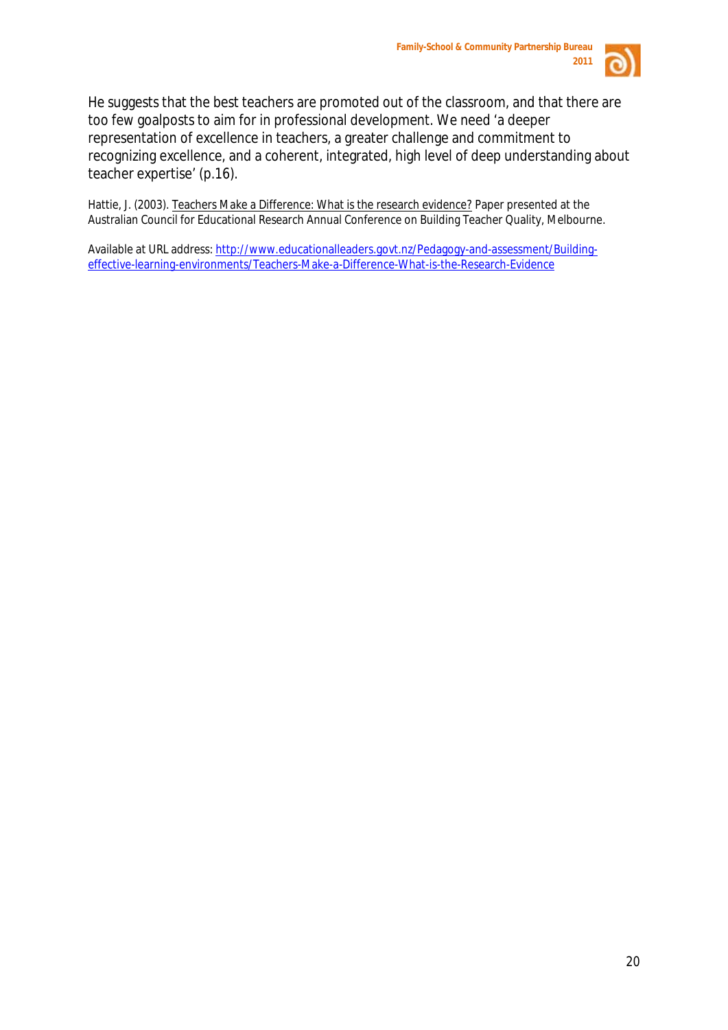He suggests that the best teachers are promoted out of the classroom, and that there are too few goalposts to aim for in professional development. We need 'a deeper representation of excellence in teachers, a greater challenge and commitment to recognizing excellence, and a coherent, integrated, high level of deep understanding about teacher expertise' (p.16).

Hattie, J. (2003). Teachers Make a Difference: What is the research evidence? Paper presented at the Australian Council for Educational Research Annual Conference on Building Teacher Quality, Melbourne.

Available at URL address: http://www.educationalleaders.govt.nz/Pedagogy-and-assessment/Building-effective-learning-environments/Teachers-Make-a-Difference-What-is-the-Research-Evidence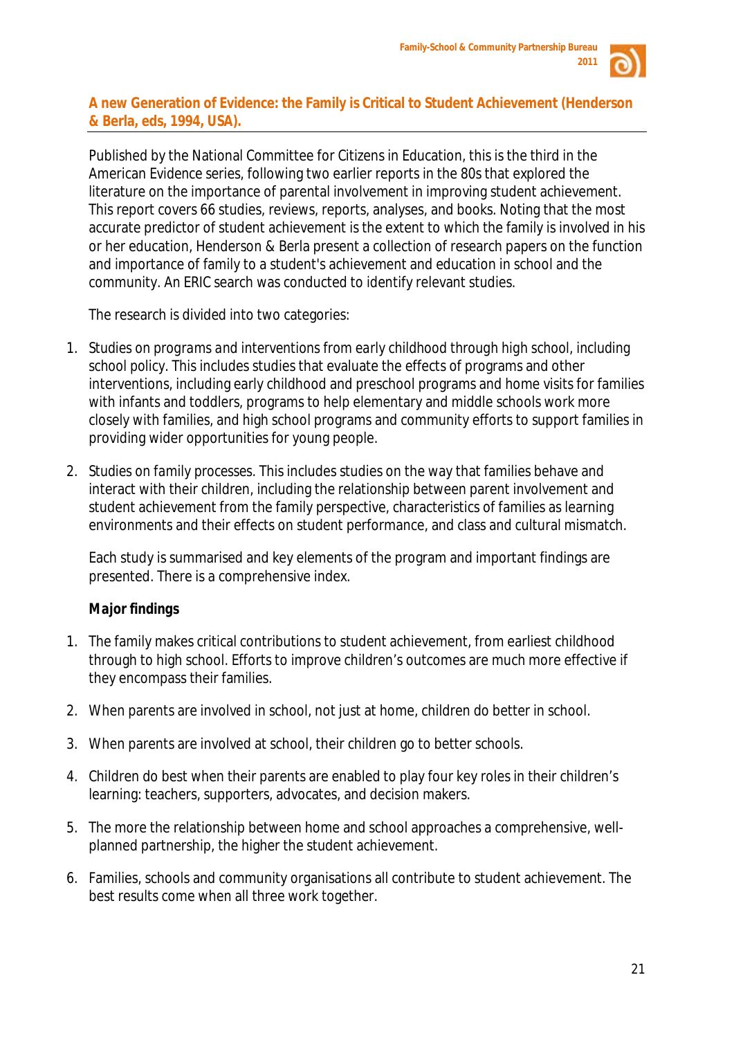## A new Generation of Evidence: the Family is Critical to Student Achievement (Henderson & Berla, eds, 1994, USA).

Published by the National Committee for Citizens in Education, this is the third in the American Evidence series, following two earlier reports in the 80s that explored the literature on the importance of parental involvement in improving student achievement. This report covers 66 studies, reviews, reports, analyses, and books. Noting that the most accurate predictor of student achievement is the extent to which the family is involved in his or her education, Henderson & Berla present a collection of research papers on the function and importance of family to a student's achievement and education in school and the community. An ERIC search was conducted to identify relevant studies.

The research is divided into two categories:

1. Studies on programs and interventions from early childhood through high school, including school policy. This includes studies that evaluate the effects of programs and other interventions, including early childhood and preschool programs and home visits for families with infants and toddlers, programs to help elementary and middle schools work more closely with families, and high school programs and community efforts to support families in providing wider opportunities for young people.
2. Studies on family processes. This includes studies on the way that families behave and interact with their children, including the relationship between parent involvement and student achievement from the family perspective, characteristics of families as learning environments and their effects on student performance, and class and cultural mismatch.

Each study is summarised and key elements of the program and important findings are presented. There is a comprehensive index.

**Major findings**

1. The family makes critical contributions to student achievement, from earliest childhood through to high school. Efforts to improve children's outcomes are much more effective if they encompass their families.
2. When parents are involved in school, not just at home, children do better in school.
3. When parents are involved at school, their children go to better schools.
4. Children do best when their parents are enabled to play four key roles in their children's learning: teachers, supporters, advocates, and decision makers.
5. The more the relationship between home and school approaches a comprehensive, well-planned partnership, the higher the student achievement.
6. Families, schools and community organisations all contribute to student achievement. The best results come when all three work together.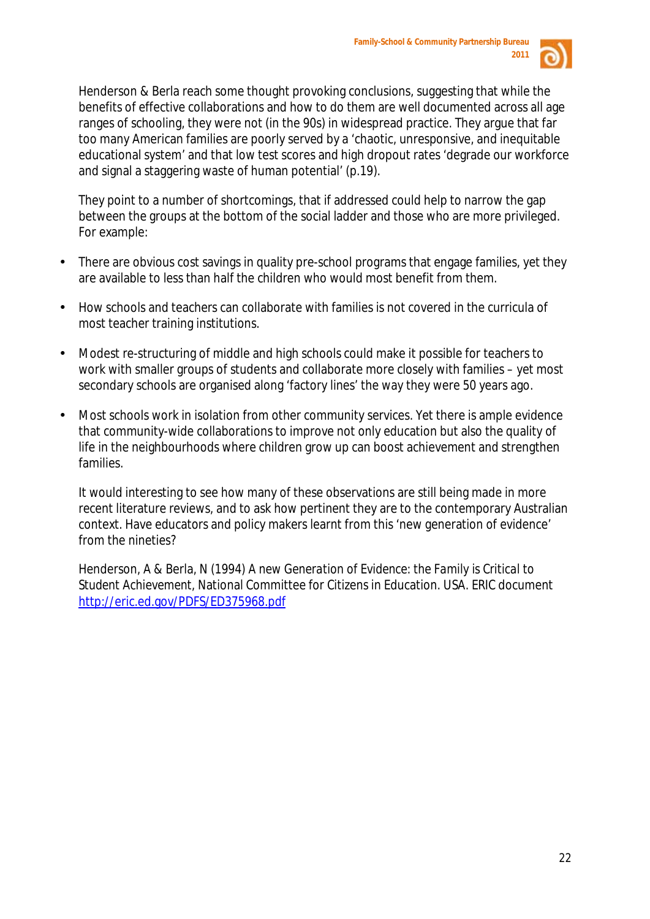Henderson & Berla reach some thought provoking conclusions, suggesting that while the benefits of effective collaborations and how to do them are well documented across all age ranges of schooling, they were not (in the 90s) in widespread practice. They argue that far too many American families are poorly served by a 'chaotic, unresponsive, and inequitable educational system' and that low test scores and high dropout rates 'degrade our workforce and signal a staggering waste of human potential' (p.19).

They point to a number of shortcomings, that if addressed could help to narrow the gap between the groups at the bottom of the social ladder and those who are more privileged. For example:

- There are obvious cost savings in quality pre-school programs that engage families, yet they are available to less than half the children who would most benefit from them.
- How schools and teachers can collaborate with families is not covered in the curricula of most teacher training institutions.
- Modest re-structuring of middle and high schools could make it possible for teachers to work with smaller groups of students and collaborate more closely with families – yet most secondary schools are organised along 'factory lines' the way they were 50 years ago.
- Most schools work in isolation from other community services. Yet there is ample evidence that community-wide collaborations to improve not only education but also the quality of life in the neighbourhoods where children grow up can boost achievement and strengthen families.

It would interesting to see how many of these observations are still being made in more recent literature reviews, and to ask how pertinent they are to the contemporary Australian context. Have educators and policy makers learnt from this 'new generation of evidence' from the nineties?

Henderson, A & Berla, N (1994) A new Generation of Evidence: the Family is Critical to Student Achievement, National Committee for Citizens in Education. USA. ERIC document http://eric.ed.gov/PDFS/ED375968.pdf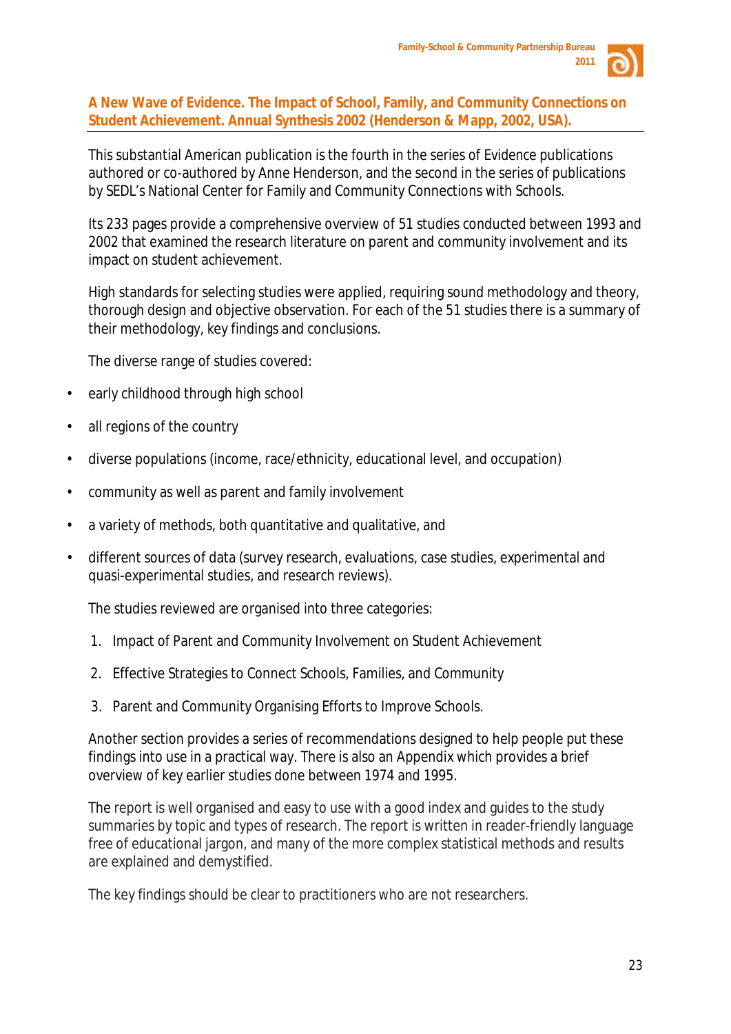## A New Wave of Evidence. The Impact of School, Family, and Community Connections on Student Achievement. Annual Synthesis 2002 (Henderson & Mapp, 2002, USA).

This substantial American publication is the fourth in the series of Evidence publications authored or co-authored by Anne Henderson, and the second in the series of publications by SEDL's National Center for Family and Community Connections with Schools.

Its 233 pages provide a comprehensive overview of 51 studies conducted between 1993 and 2002 that examined the research literature on parent and community involvement and its impact on student achievement.

High standards for selecting studies were applied, requiring sound methodology and theory, thorough design and objective observation. For each of the 51 studies there is a summary of their methodology, key findings and conclusions.

The diverse range of studies covered:

- early childhood through high school
- all regions of the country
- diverse populations (income, race/ethnicity, educational level, and occupation)
- community as well as parent and family involvement
- a variety of methods, both quantitative and qualitative, and
- different sources of data (survey research, evaluations, case studies, experimental and quasi-experimental studies, and research reviews).

The studies reviewed are organised into three categories:

1. Impact of Parent and Community Involvement on Student Achievement
2. Effective Strategies to Connect Schools, Families, and Community
3. Parent and Community Organising Efforts to Improve Schools.

Another section provides a series of recommendations designed to help people put these findings into use in a practical way. There is also an Appendix which provides a brief overview of key earlier studies done between 1974 and 1995.

The report is well organised and easy to use with a good index and guides to the study summaries by topic and types of research. The report is written in reader-friendly language free of educational jargon, and many of the more complex statistical methods and results are explained and demystified.

The key findings should be clear to practitioners who are not researchers.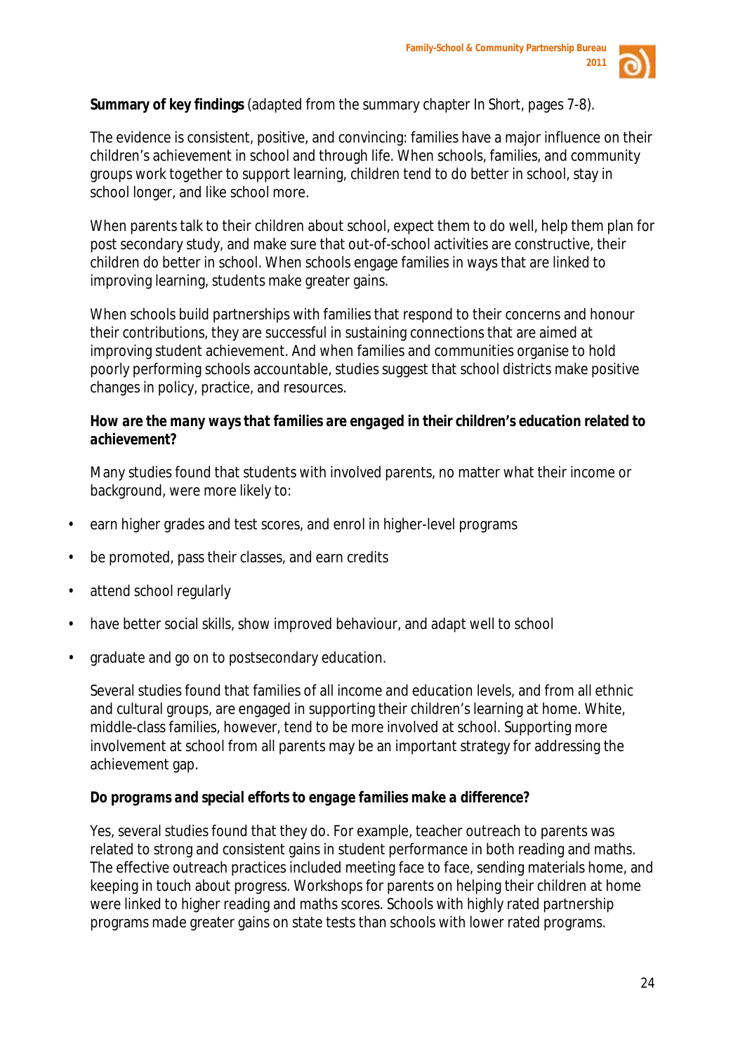**Summary of key findings** (adapted from the summary chapter In Short, pages 7-8).

The evidence is consistent, positive, and convincing: families have a major influence on their children's achievement in school and through life. When schools, families, and community groups work together to support learning, children tend to do better in school, stay in school longer, and like school more.

When parents talk to their children about school, expect them to do well, help them plan for post secondary study, and make sure that out-of-school activities are constructive, their children do better in school. When schools engage families in ways that are linked to improving learning, students make greater gains.

When schools build partnerships with families that respond to their concerns and honour their contributions, they are successful in sustaining connections that are aimed at improving student achievement. And when families and communities organise to hold poorly performing schools accountable, studies suggest that school districts make positive changes in policy, practice, and resources.

**How are the many ways that families are engaged in their children's education related to achievement?**

Many studies found that students with involved parents, no matter what their income or background, were more likely to:

- earn higher grades and test scores, and enrol in higher-level programs
- be promoted, pass their classes, and earn credits
- attend school regularly
- have better social skills, show improved behaviour, and adapt well to school
- graduate and go on to postsecondary education.

Several studies found that families of all income and education levels, and from all ethnic and cultural groups, are engaged in supporting their children's learning at home. White, middle-class families, however, tend to be more involved at school. Supporting more involvement at school from all parents may be an important strategy for addressing the achievement gap.

**Do programs and special efforts to engage families make a difference?**

Yes, several studies found that they do. For example, teacher outreach to parents was related to strong and consistent gains in student performance in both reading and maths. The effective outreach practices included meeting face to face, sending materials home, and keeping in touch about progress. Workshops for parents on helping their children at home were linked to higher reading and maths scores. Schools with highly rated partnership programs made greater gains on state tests than schools with lower rated programs.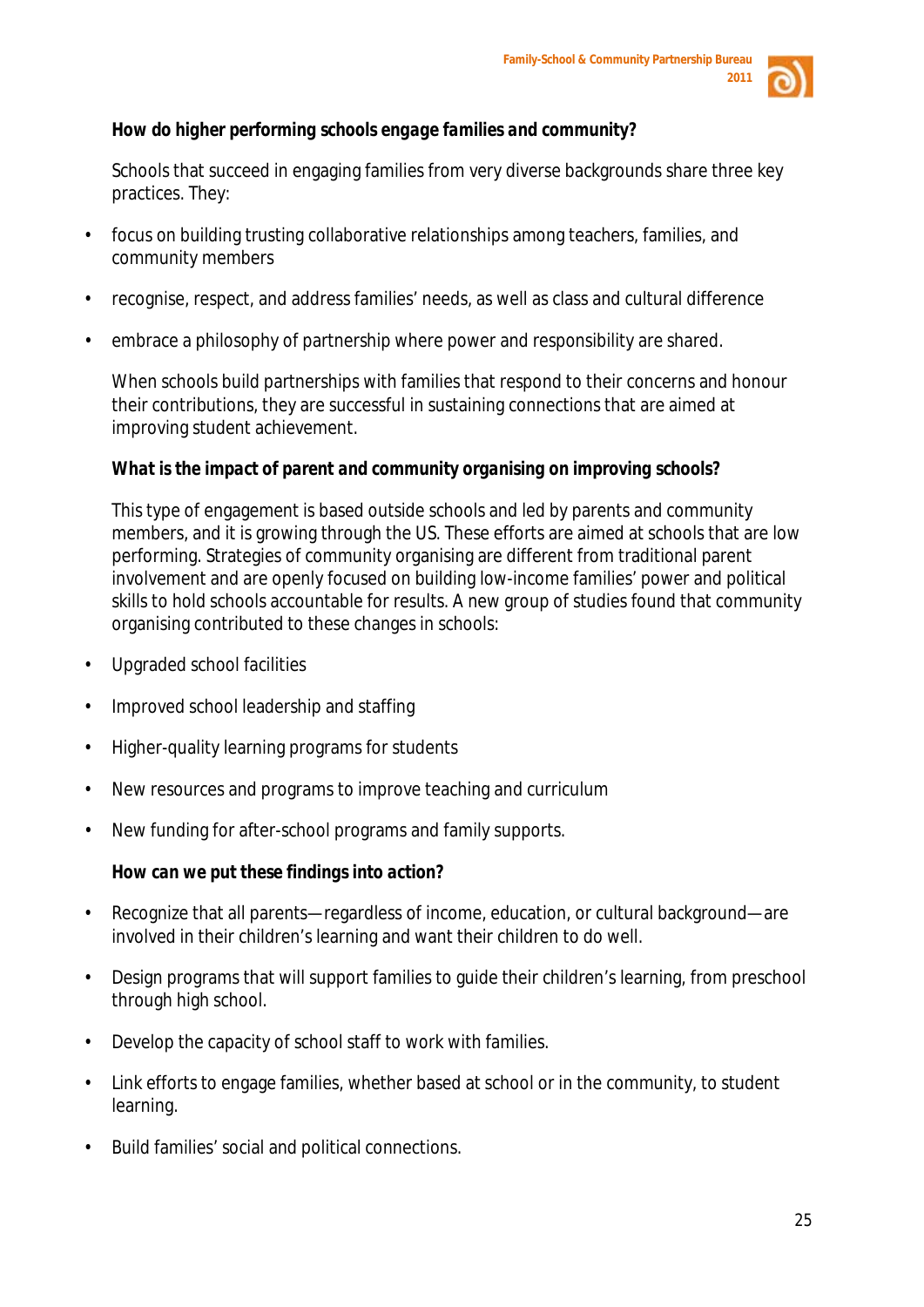**How do higher performing schools engage families and community?**

Schools that succeed in engaging families from very diverse backgrounds share three key practices. They:

- focus on building trusting collaborative relationships among teachers, families, and community members
- recognise, respect, and address families' needs, as well as class and cultural difference
- embrace a philosophy of partnership where power and responsibility are shared.

When schools build partnerships with families that respond to their concerns and honour their contributions, they are successful in sustaining connections that are aimed at improving student achievement.

**What is the impact of parent and community organising on improving schools?**

This type of engagement is based outside schools and led by parents and community members, and it is growing through the US. These efforts are aimed at schools that are low performing. Strategies of community organising are different from traditional parent involvement and are openly focused on building low-income families' power and political skills to hold schools accountable for results. A new group of studies found that community organising contributed to these changes in schools:

- Upgraded school facilities
- Improved school leadership and staffing
- Higher-quality learning programs for students
- New resources and programs to improve teaching and curriculum
- New funding for after-school programs and family supports.

**How can we put these findings into action?**

- Recognize that all parents—regardless of income, education, or cultural background—are involved in their children's learning and want their children to do well.
- Design programs that will support families to guide their children's learning, from preschool through high school.
- Develop the capacity of school staff to work with families.
- Link efforts to engage families, whether based at school or in the community, to student learning.
- Build families' social and political connections.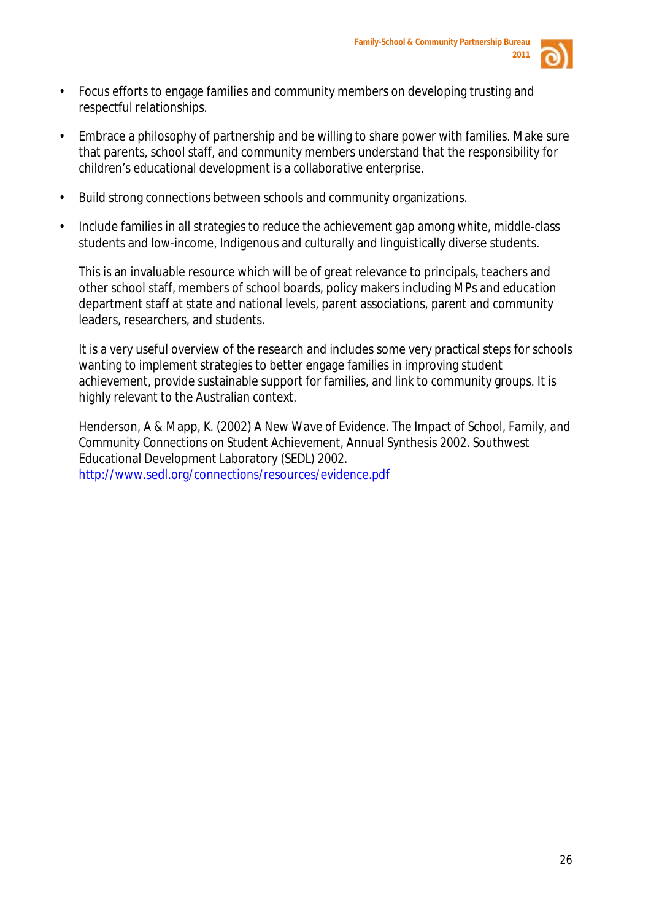- Focus efforts to engage families and community members on developing trusting and respectful relationships.
- Embrace a philosophy of partnership and be willing to share power with families. Make sure that parents, school staff, and community members understand that the responsibility for children's educational development is a collaborative enterprise.
- Build strong connections between schools and community organizations.
- Include families in all strategies to reduce the achievement gap among white, middle-class students and low-income, Indigenous and culturally and linguistically diverse students.

This is an invaluable resource which will be of great relevance to principals, teachers and other school staff, members of school boards, policy makers including MPs and education department staff at state and national levels, parent associations, parent and community leaders, researchers, and students.

It is a very useful overview of the research and includes some very practical steps for schools wanting to implement strategies to better engage families in improving student achievement, provide sustainable support for families, and link to community groups. It is highly relevant to the Australian context.

Henderson, A & Mapp, K. (2002) A New Wave of Evidence. The Impact of School, Family, and Community Connections on Student Achievement, Annual Synthesis 2002. Southwest Educational Development Laboratory (SEDL) 2002.
[http://www.sedl.org/connections/resources/evidence.pdf](http://www.sedl.org/connections/resources/evidence.pdf)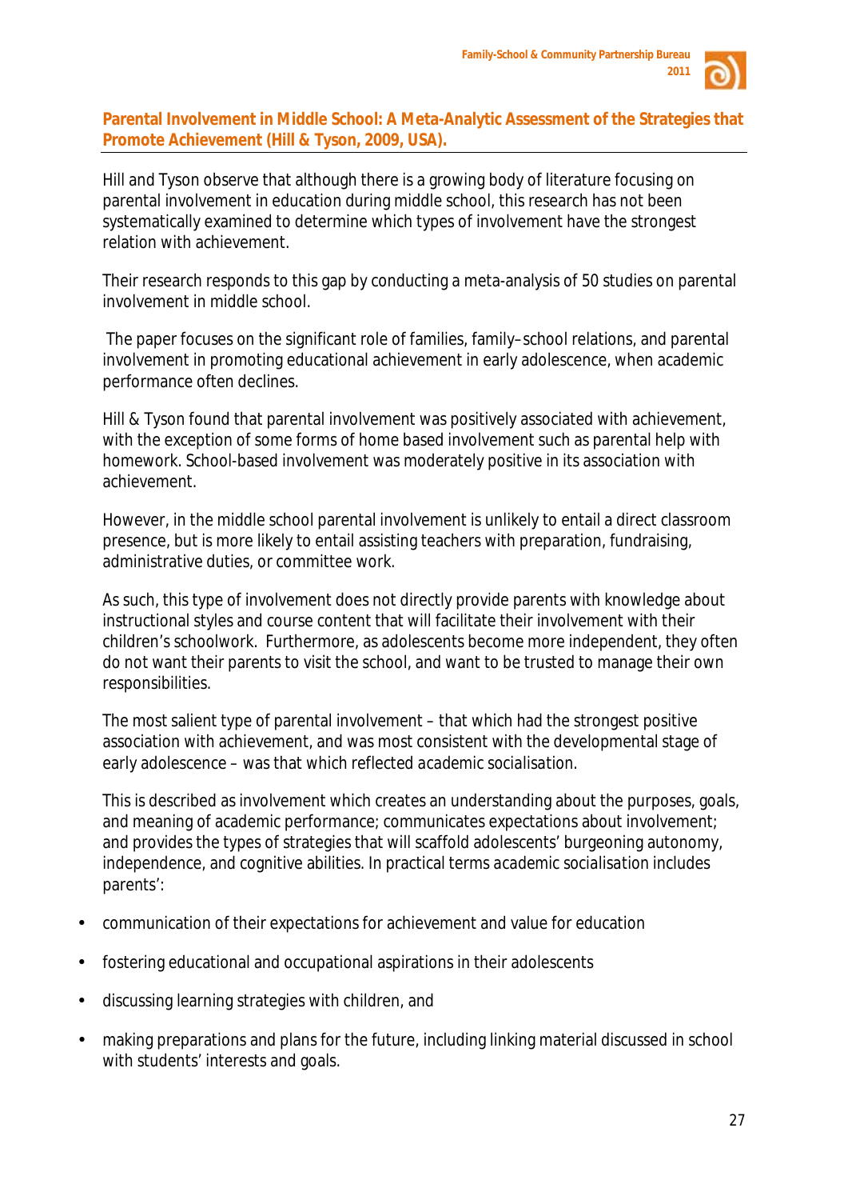## Parental Involvement in Middle School: A Meta-Analytic Assessment of the Strategies that Promote Achievement (Hill & Tyson, 2009, USA).

Hill and Tyson observe that although there is a growing body of literature focusing on parental involvement in education during middle school, this research has not been systematically examined to determine which types of involvement have the strongest relation with achievement.

Their research responds to this gap by conducting a meta-analysis of 50 studies on parental involvement in middle school.

The paper focuses on the significant role of families, family–school relations, and parental involvement in promoting educational achievement in early adolescence, when academic performance often declines.

Hill & Tyson found that parental involvement was positively associated with achievement, with the exception of some forms of home based involvement such as parental help with homework. School-based involvement was moderately positive in its association with achievement.

However, in the middle school parental involvement is unlikely to entail a direct classroom presence, but is more likely to entail assisting teachers with preparation, fundraising, administrative duties, or committee work.

As such, this type of involvement does not directly provide parents with knowledge about instructional styles and course content that will facilitate their involvement with their children's schoolwork. Furthermore, as adolescents become more independent, they often do not want their parents to visit the school, and want to be trusted to manage their own responsibilities.

The most salient type of parental involvement – that which had the strongest positive association with achievement, and was most consistent with the developmental stage of early adolescence – was that which reflected *academic socialisation*.

This is described as involvement which creates an understanding about the purposes, goals, and meaning of academic performance; communicates expectations about involvement; and provides the types of strategies that will scaffold adolescents' burgeoning autonomy, independence, and cognitive abilities. In practical terms *academic socialisation* includes parents':

- communication of their expectations for achievement and value for education
- fostering educational and occupational aspirations in their adolescents
- discussing learning strategies with children, and
- making preparations and plans for the future, including linking material discussed in school with students' interests and goals.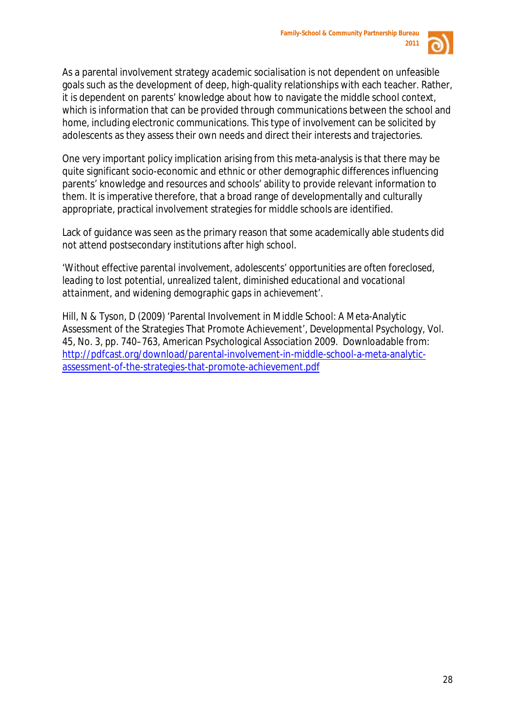As a parental involvement strategy academic socialisation is not dependent on unfeasible goals such as the development of deep, high-quality relationships with each teacher. Rather, it is dependent on parents' knowledge about how to navigate the middle school context, which is information that can be provided through communications between the school and home, including electronic communications. This type of involvement can be solicited by adolescents as they assess their own needs and direct their interests and trajectories.

One very important policy implication arising from this meta-analysis is that there may be quite significant socio-economic and ethnic or other demographic differences influencing parents' knowledge and resources and schools' ability to provide relevant information to them. It is imperative therefore, that a broad range of developmentally and culturally appropriate, practical involvement strategies for middle schools are identified.

Lack of guidance was seen as the primary reason that some academically able students did not attend postsecondary institutions after high school.

*'Without effective parental involvement, adolescents' opportunities are often foreclosed, leading to lost potential, unrealized talent, diminished educational and vocational attainment, and widening demographic gaps in achievement'.*

Hill, N & Tyson, D (2009) 'Parental Involvement in Middle School: A Meta-Analytic Assessment of the Strategies That Promote Achievement', Developmental Psychology, Vol. 45, No. 3, pp. 740–763, American Psychological Association 2009. Downloadable from: [http://pdfcast.org/download/parental-involvement-in-middle-school-a-meta-analytic-assessment-of-the-strategies-that-promote-achievement.pdf](http://pdfcast.org/download/parental-involvement-in-middle-school-a-meta-analytic-assessment-of-the-strategies-that-promote-achievement.pdf)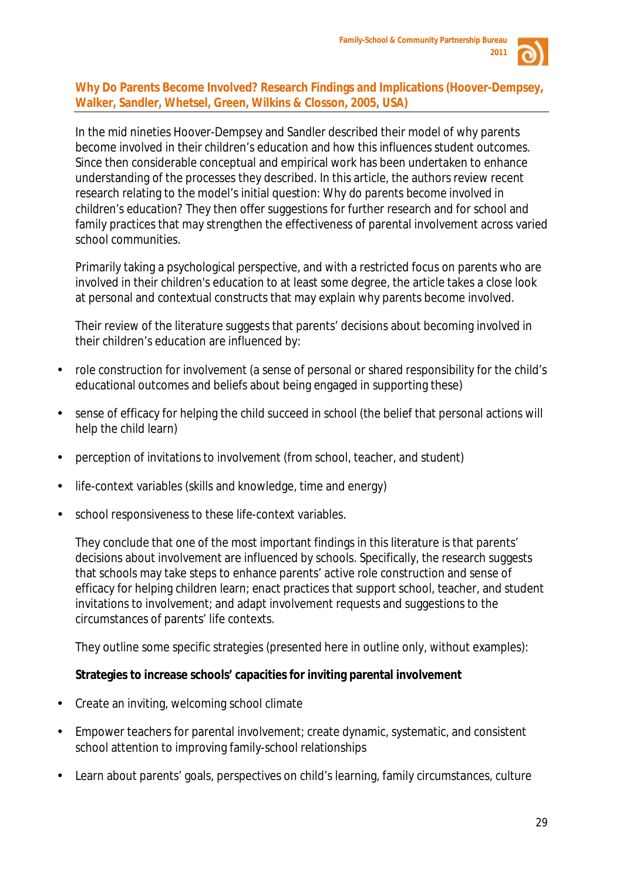## Why Do Parents Become Involved? Research Findings and Implications (Hoover-Dempsey, Walker, Sandler, Whetsel, Green, Wilkins & Closson, 2005, USA)

In the mid nineties Hoover-Dempsey and Sandler described their model of why parents become involved in their children's education and how this influences student outcomes. Since then considerable conceptual and empirical work has been undertaken to enhance understanding of the processes they described. In this article, the authors review recent research relating to the model's initial question: Why do parents become involved in children's education? They then offer suggestions for further research and for school and family practices that may strengthen the effectiveness of parental involvement across varied school communities.

Primarily taking a psychological perspective, and with a restricted focus on parents who are involved in their children's education to at least some degree, the article takes a close look at personal and contextual constructs that may explain why parents become involved.

Their review of the literature suggests that parents' decisions about becoming involved in their children's education are influenced by:

- role construction for involvement (a sense of personal or shared responsibility for the child's educational outcomes and beliefs about being engaged in supporting these)
- sense of efficacy for helping the child succeed in school (the belief that personal actions will help the child learn)
- perception of invitations to involvement (from school, teacher, and student)
- life-context variables (skills and knowledge, time and energy)
- school responsiveness to these life-context variables.

They conclude that one of the most important findings in this literature is that parents' decisions about involvement are influenced by schools. Specifically, the research suggests that schools may take steps to enhance parents' active role construction and sense of efficacy for helping children learn; enact practices that support school, teacher, and student invitations to involvement; and adapt involvement requests and suggestions to the circumstances of parents' life contexts.

They outline some specific strategies (presented here in outline only, without examples):

**Strategies to increase schools' capacities for inviting parental involvement**

- Create an inviting, welcoming school climate
- Empower teachers for parental involvement; create dynamic, systematic, and consistent school attention to improving family-school relationships
- Learn about parents' goals, perspectives on child's learning, family circumstances, culture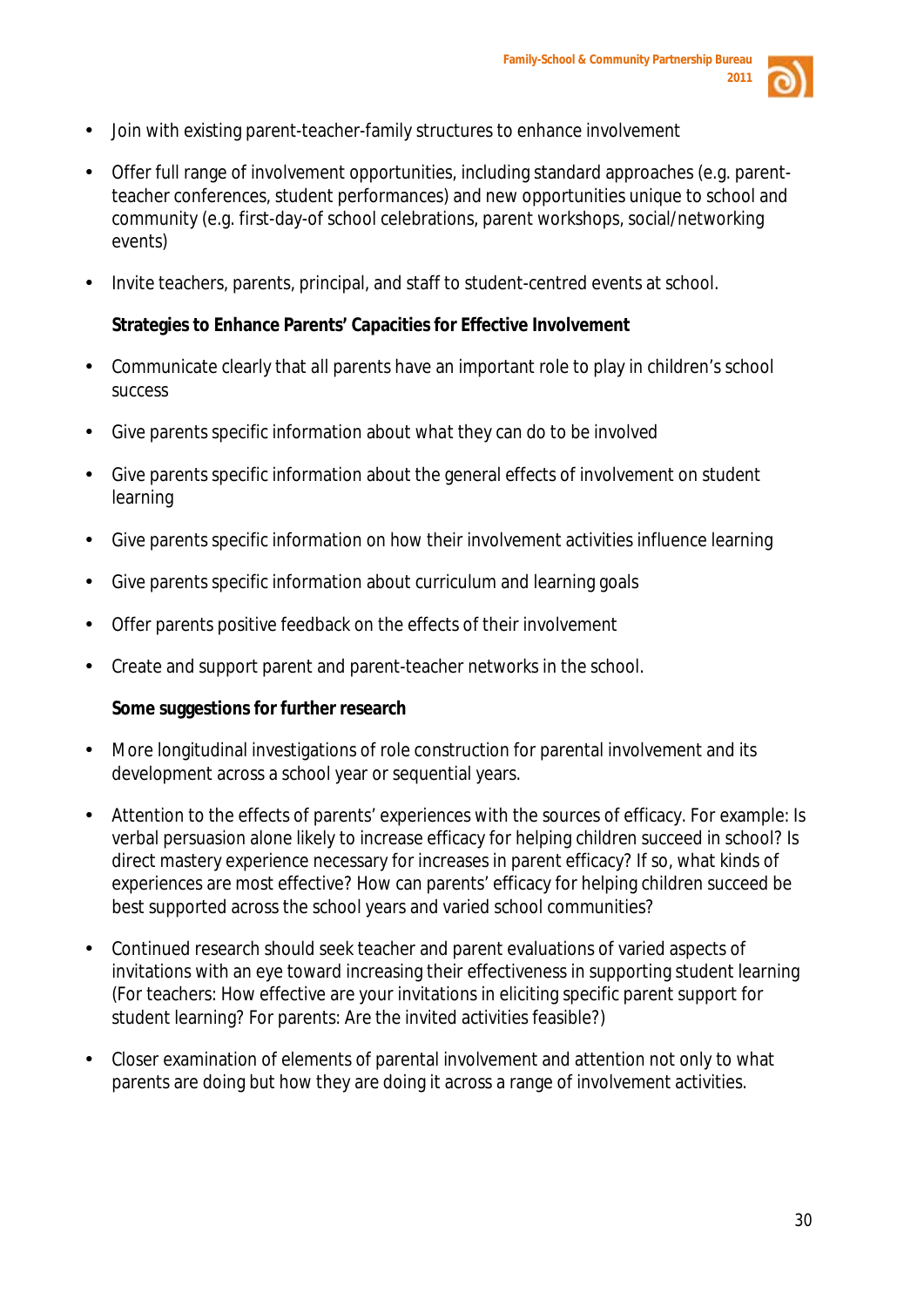- Join with existing parent-teacher-family structures to enhance involvement
- Offer full range of involvement opportunities, including standard approaches (e.g. parent-teacher conferences, student performances) and new opportunities unique to school and community (e.g. first-day-of school celebrations, parent workshops, social/networking events)
- Invite teachers, parents, principal, and staff to student-centred events at school.

**Strategies to Enhance Parents' Capacities for Effective Involvement**

- Communicate clearly that all parents have an important role to play in children's school success
- Give parents specific information about what they can do to be involved
- Give parents specific information about the general effects of involvement on student learning
- Give parents specific information on how their involvement activities influence learning
- Give parents specific information about curriculum and learning goals
- Offer parents positive feedback on the effects of their involvement
- Create and support parent and parent-teacher networks in the school.

**Some suggestions for further research**

- More longitudinal investigations of role construction for parental involvement and its development across a school year or sequential years.
- Attention to the effects of parents' experiences with the sources of efficacy. For example: Is verbal persuasion alone likely to increase efficacy for helping children succeed in school? Is direct mastery experience necessary for increases in parent efficacy? If so, what kinds of experiences are most effective? How can parents' efficacy for helping children succeed be best supported across the school years and varied school communities?
- Continued research should seek teacher and parent evaluations of varied aspects of invitations with an eye toward increasing their effectiveness in supporting student learning (For teachers: How effective are your invitations in eliciting specific parent support for student learning? For parents: Are the invited activities feasible?)
- Closer examination of elements of parental involvement and attention not only to what parents are doing but how they are doing it across a range of involvement activities.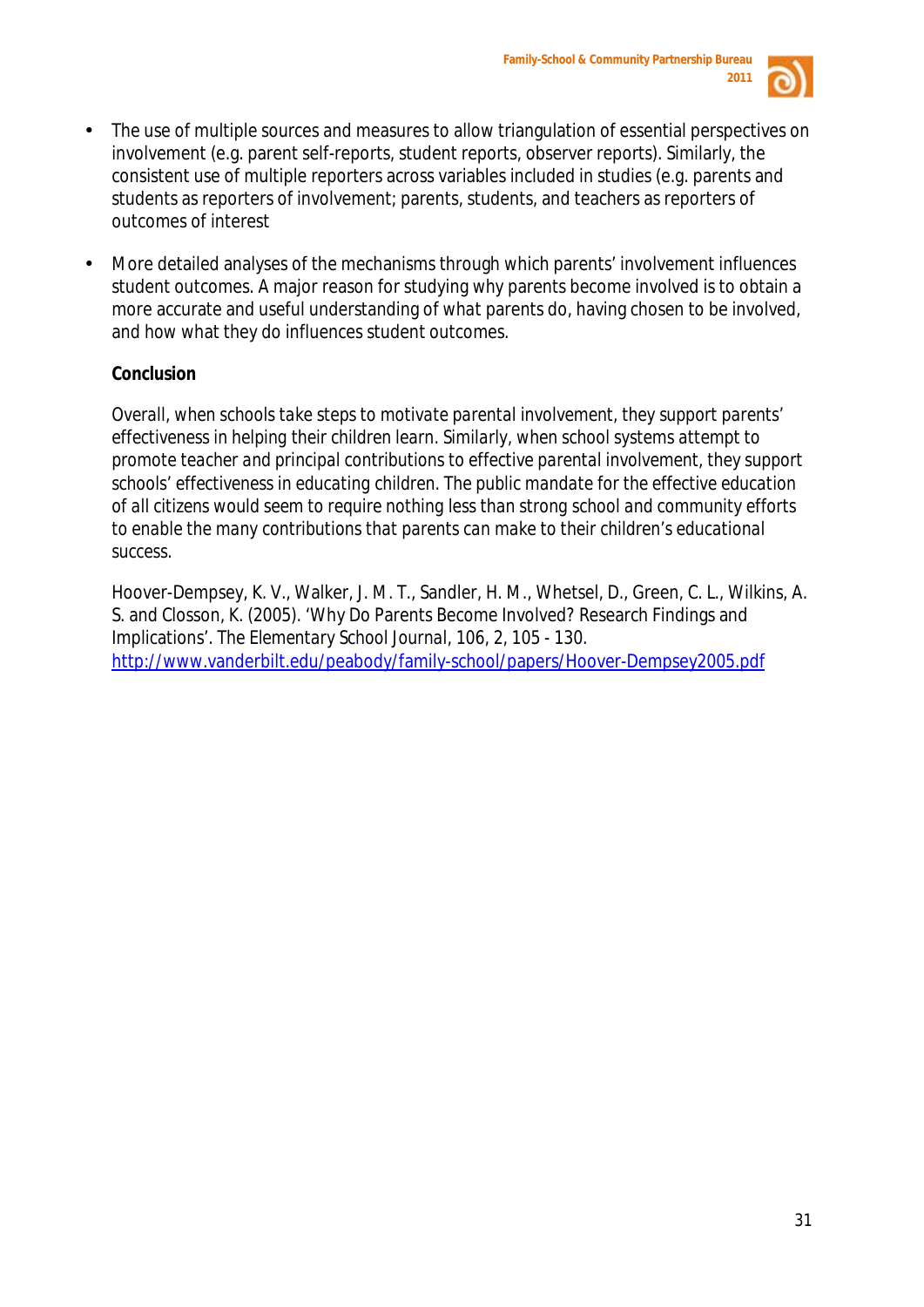- The use of multiple sources and measures to allow triangulation of essential perspectives on involvement (e.g. parent self-reports, student reports, observer reports). Similarly, the consistent use of multiple reporters across variables included in studies (e.g. parents and students as reporters of involvement; parents, students, and teachers as reporters of outcomes of interest

- More detailed analyses of the mechanisms through which parents' involvement influences student outcomes. A major reason for studying why parents become involved is to obtain a more accurate and useful understanding of what parents do, having chosen to be involved, and how what they do influences student outcomes.

**Conclusion**

Overall, when schools take steps to motivate parental involvement, they support parents' effectiveness in helping their children learn. Similarly, when school systems attempt to promote teacher and principal contributions to effective parental involvement, they support schools' effectiveness in educating children. The public mandate for the effective education of all citizens would seem to require nothing less than strong school and community efforts to enable the many contributions that parents can make to their children's educational success.

Hoover-Dempsey, K. V., Walker, J. M. T., Sandler, H. M., Whetsel, D., Green, C. L., Wilkins, A. S. and Closson, K. (2005). 'Why Do Parents Become Involved? Research Findings and Implications'. The Elementary School Journal, 106, 2, 105 - 130. http://www.vanderbilt.edu/peabody/family-school/papers/Hoover-Dempsey2005.pdf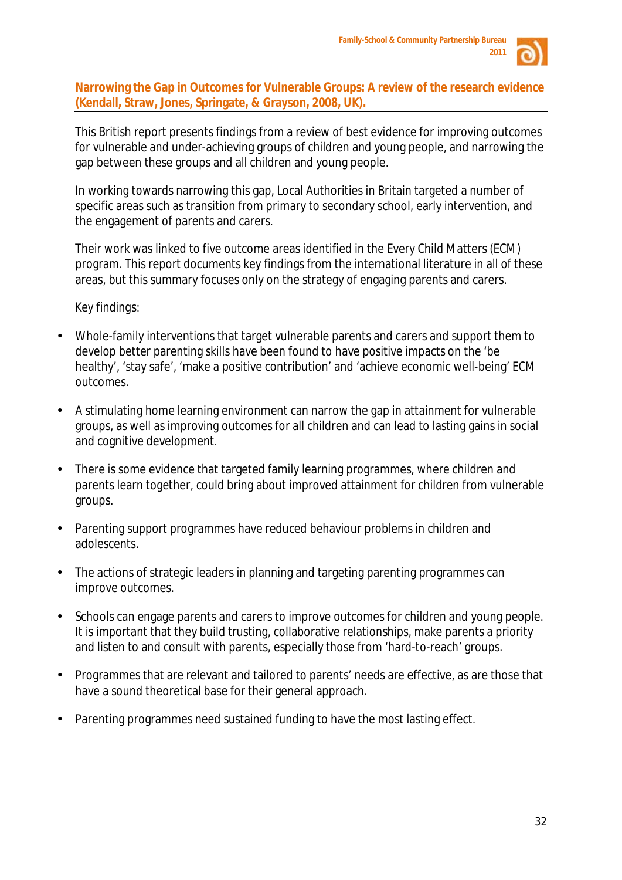## Narrowing the Gap in Outcomes for Vulnerable Groups: A review of the research evidence (Kendall, Straw, Jones, Springate, & Grayson, 2008, UK).

This British report presents findings from a review of best evidence for improving outcomes for vulnerable and under-achieving groups of children and young people, and narrowing the gap between these groups and all children and young people.

In working towards narrowing this gap, Local Authorities in Britain targeted a number of specific areas such as transition from primary to secondary school, early intervention, and the engagement of parents and carers.

Their work was linked to five outcome areas identified in the Every Child Matters (ECM) program. This report documents key findings from the international literature in all of these areas, but this summary focuses only on the strategy of engaging parents and carers.

Key findings:

- Whole-family interventions that target vulnerable parents and carers and support them to develop better parenting skills have been found to have positive impacts on the 'be healthy', 'stay safe', 'make a positive contribution' and 'achieve economic well-being' ECM outcomes.
- A stimulating home learning environment can narrow the gap in attainment for vulnerable groups, as well as improving outcomes for all children and can lead to lasting gains in social and cognitive development.
- There is some evidence that targeted family learning programmes, where children and parents learn together, could bring about improved attainment for children from vulnerable groups.
- Parenting support programmes have reduced behaviour problems in children and adolescents.
- The actions of strategic leaders in planning and targeting parenting programmes can improve outcomes.
- Schools can engage parents and carers to improve outcomes for children and young people. It is important that they build trusting, collaborative relationships, make parents a priority and listen to and consult with parents, especially those from 'hard-to-reach' groups.
- Programmes that are relevant and tailored to parents' needs are effective, as are those that have a sound theoretical base for their general approach.
- Parenting programmes need sustained funding to have the most lasting effect.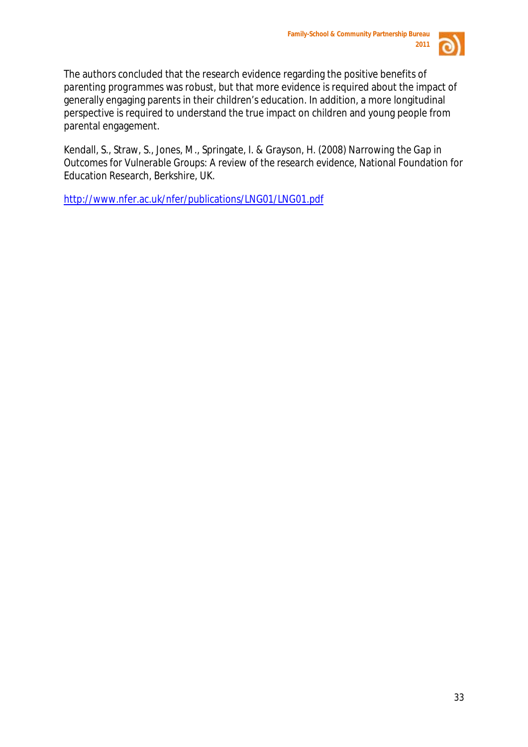The authors concluded that the research evidence regarding the positive benefits of parenting programmes was robust, but that more evidence is required about the impact of generally engaging parents in their children's education. In addition, a more longitudinal perspective is required to understand the true impact on children and young people from parental engagement.

Kendall, S., Straw, S., Jones, M., Springate, I. & Grayson, H. (2008) Narrowing the Gap in Outcomes for Vulnerable Groups: A review of the research evidence, National Foundation for Education Research, Berkshire, UK.

http://www.nfer.ac.uk/nfer/publications/LNG01/LNG01.pdf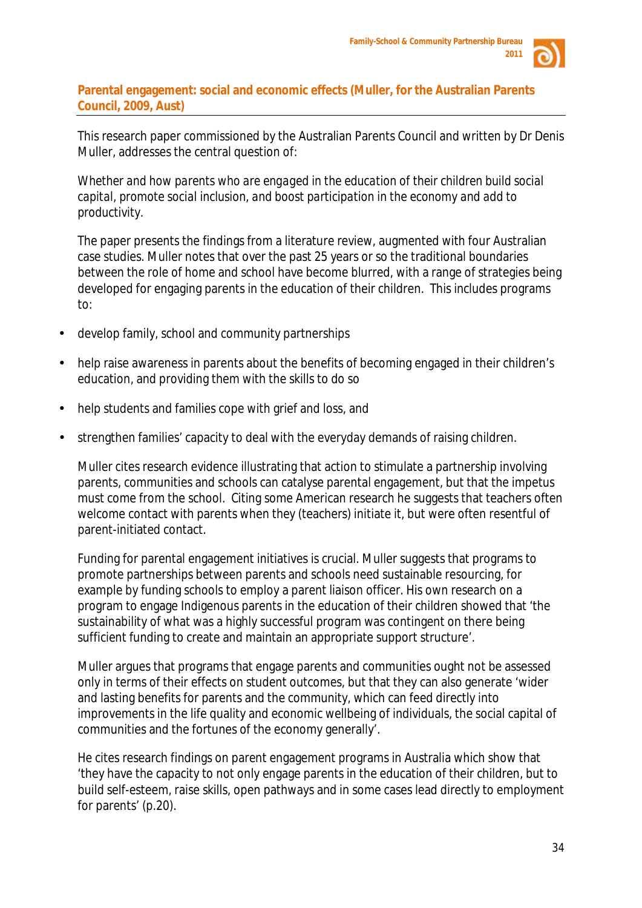## Parental engagement: social and economic effects (Muller, for the Australian Parents Council, 2009, Aust)

This research paper commissioned by the Australian Parents Council and written by Dr Denis Muller, addresses the central question of:

*Whether and how parents who are engaged in the education of their children build social capital, promote social inclusion, and boost participation in the economy and add to productivity.*

The paper presents the findings from a literature review, augmented with four Australian case studies. Muller notes that over the past 25 years or so the traditional boundaries between the role of home and school have become blurred, with a range of strategies being developed for engaging parents in the education of their children. This includes programs to:

- develop family, school and community partnerships
- help raise awareness in parents about the benefits of becoming engaged in their children's education, and providing them with the skills to do so
- help students and families cope with grief and loss, and
- strengthen families' capacity to deal with the everyday demands of raising children.

Muller cites research evidence illustrating that action to stimulate a partnership involving parents, communities and schools can catalyse parental engagement, but that the impetus must come from the school. Citing some American research he suggests that teachers often welcome contact with parents when they (teachers) initiate it, but were often resentful of parent-initiated contact.

Funding for parental engagement initiatives is crucial. Muller suggests that programs to promote partnerships between parents and schools need sustainable resourcing, for example by funding schools to employ a parent liaison officer. His own research on a program to engage Indigenous parents in the education of their children showed that 'the sustainability of what was a highly successful program was contingent on there being sufficient funding to create and maintain an appropriate support structure'.

Muller argues that programs that engage parents and communities ought not be assessed only in terms of their effects on student outcomes, but that they can also generate 'wider and lasting benefits for parents and the community, which can feed directly into improvements in the life quality and economic wellbeing of individuals, the social capital of communities and the fortunes of the economy generally'.

He cites research findings on parent engagement programs in Australia which show that 'they have the capacity to not only engage parents in the education of their children, but to build self-esteem, raise skills, open pathways and in some cases lead directly to employment for parents' (p.20).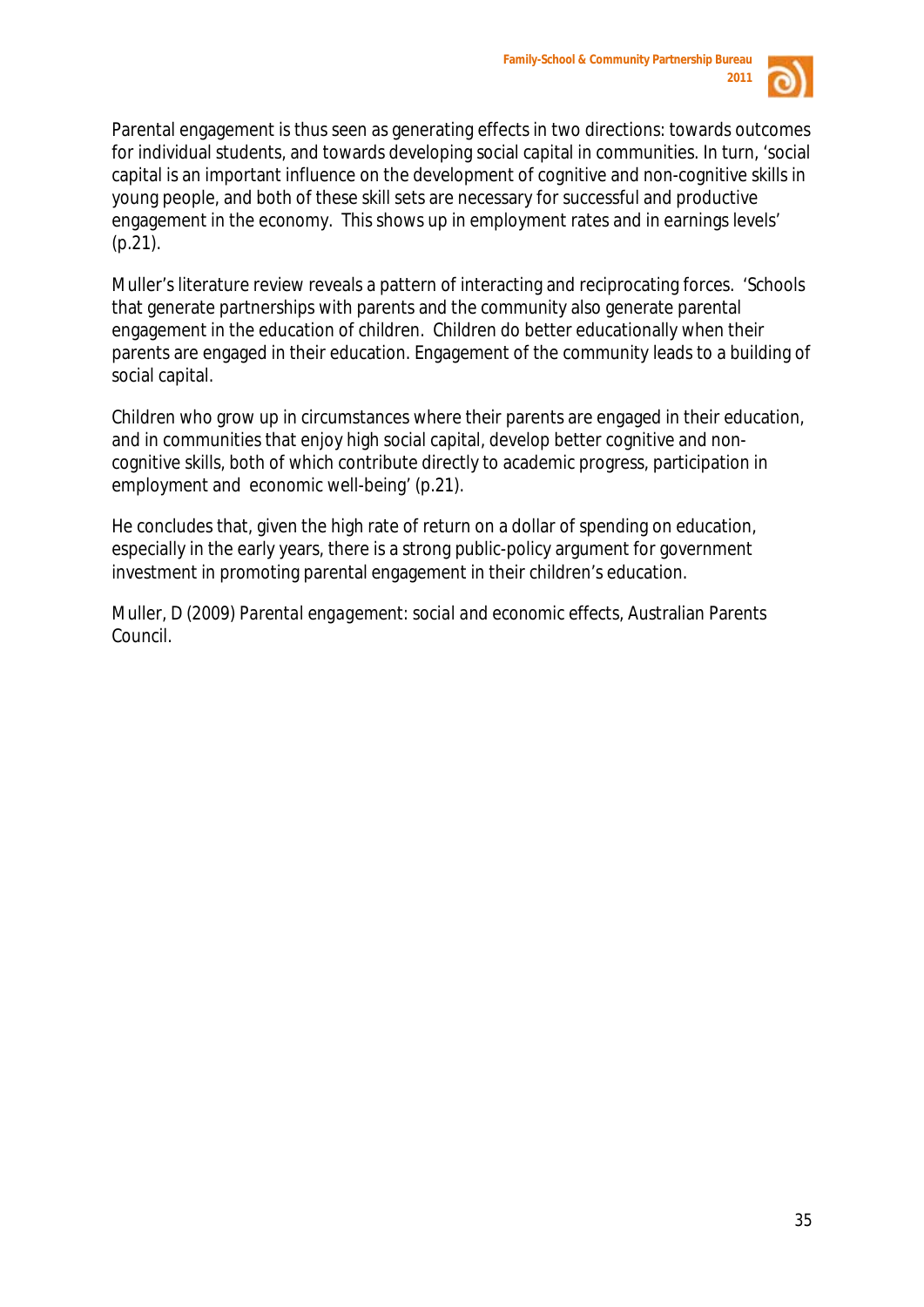Parental engagement is thus seen as generating effects in two directions: towards outcomes for individual students, and towards developing social capital in communities. In turn, 'social capital is an important influence on the development of cognitive and non-cognitive skills in young people, and both of these skill sets are necessary for successful and productive engagement in the economy. This shows up in employment rates and in earnings levels' (p.21).

Muller's literature review reveals a pattern of interacting and reciprocating forces. 'Schools that generate partnerships with parents and the community also generate parental engagement in the education of children. Children do better educationally when their parents are engaged in their education. Engagement of the community leads to a building of social capital.

Children who grow up in circumstances where their parents are engaged in their education, and in communities that enjoy high social capital, develop better cognitive and non-cognitive skills, both of which contribute directly to academic progress, participation in employment and economic well-being' (p.21).

He concludes that, given the high rate of return on a dollar of spending on education, especially in the early years, there is a strong public-policy argument for government investment in promoting parental engagement in their children's education.

Muller, D (2009) *Parental engagement: social and economic effects*, Australian Parents Council.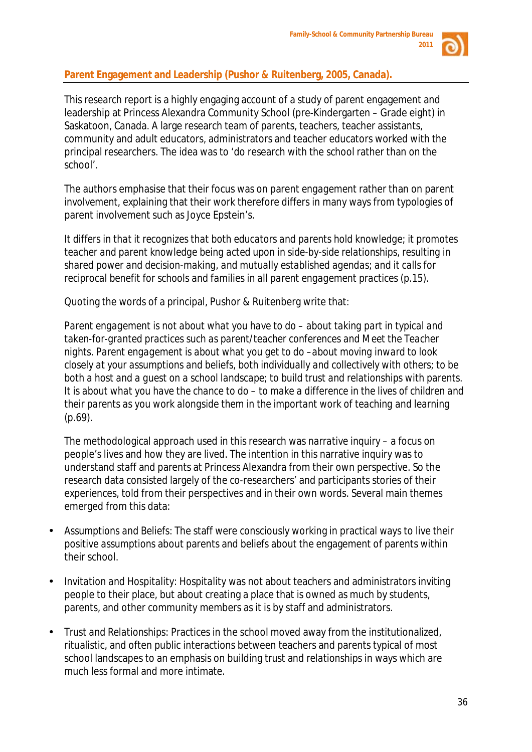## Parent Engagement and Leadership (Pushor & Ruitenberg, 2005, Canada).

This research report is a highly engaging account of a study of parent engagement and leadership at Princess Alexandra Community School (pre-Kindergarten – Grade eight) in Saskatoon, Canada. A large research team of parents, teachers, teacher assistants, community and adult educators, administrators and teacher educators worked with the principal researchers. The idea was to 'do research with the school rather than on the school'.

The authors emphasise that their focus was on parent engagement rather than on parent involvement, explaining that their work therefore differs in many ways from typologies of parent involvement such as Joyce Epstein's.

*It differs in that it recognizes that both educators and parents hold knowledge; it promotes teacher and parent knowledge being acted upon in side-by-side relationships, resulting in shared power and decision-making, and mutually established agendas; and it calls for reciprocal benefit for schools and families in all parent engagement practices (p.15).*

Quoting the words of a principal, Pushor & Ruitenberg write that:

*Parent engagement is not about what you have to do – about taking part in typical and taken-for-granted practices such as parent/teacher conferences and Meet the Teacher nights. Parent engagement is about what you get to do –about moving inward to look closely at your assumptions and beliefs, both individually and collectively with others; to be both a host and a guest on a school landscape; to build trust and relationships with parents. It is about what you have the chance to do – to make a difference in the lives of children and their parents as you work alongside them in the important work of teaching and learning (p.69).*

The methodological approach used in this research was narrative inquiry – a focus on people's lives and how they are lived. The intention in this narrative inquiry was to understand staff and parents at Princess Alexandra from their own perspective. So the research data consisted largely of the co-researchers' and participants stories of their experiences, told from their perspectives and in their own words. Several main themes emerged from this data:

- Assumptions and Beliefs: The staff were consciously working in practical ways to live their positive assumptions about parents and beliefs about the engagement of parents within their school.
- Invitation and Hospitality: Hospitality was not about teachers and administrators inviting people to their place, but about creating a place that is owned as much by students, parents, and other community members as it is by staff and administrators.
- Trust and Relationships: Practices in the school moved away from the institutionalized, ritualistic, and often public interactions between teachers and parents typical of most school landscapes to an emphasis on building trust and relationships in ways which are much less formal and more intimate.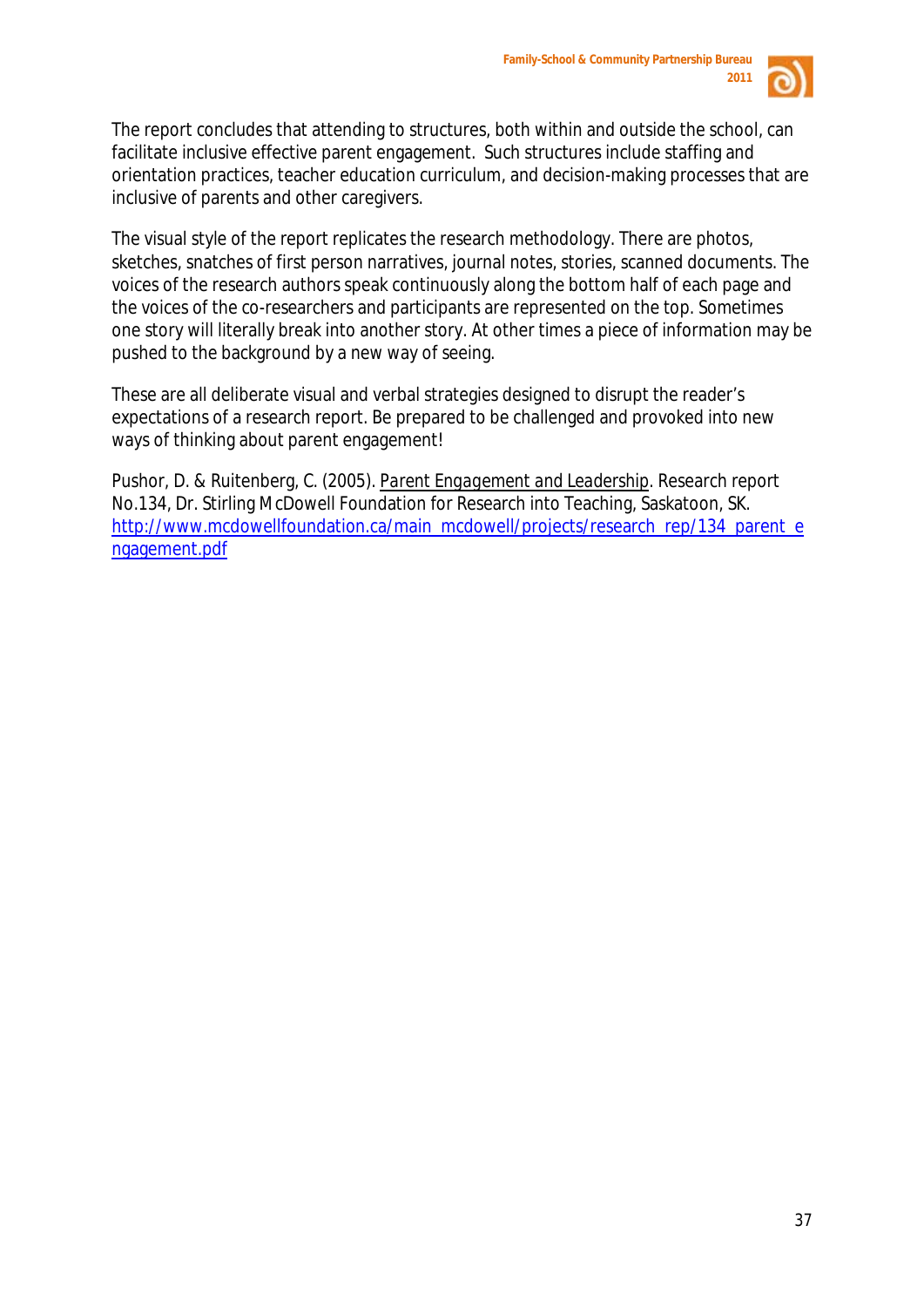The report concludes that attending to structures, both within and outside the school, can facilitate inclusive effective parent engagement. Such structures include staffing and orientation practices, teacher education curriculum, and decision-making processes that are inclusive of parents and other caregivers.

The visual style of the report replicates the research methodology. There are photos, sketches, snatches of first person narratives, journal notes, stories, scanned documents. The voices of the research authors speak continuously along the bottom half of each page and the voices of the co-researchers and participants are represented on the top. Sometimes one story will literally break into another story. At other times a piece of information may be pushed to the background by a new way of seeing.

These are all deliberate visual and verbal strategies designed to disrupt the reader's expectations of a research report. Be prepared to be challenged and provoked into new ways of thinking about parent engagement!

Pushor, D. & Ruitenberg, C. (2005). Parent Engagement and Leadership. Research report No.134, Dr. Stirling McDowell Foundation for Research into Teaching, Saskatoon, SK. http://www.mcdowellfoundation.ca/main_mcdowell/projects/research_rep/134_parent_engagement.pdf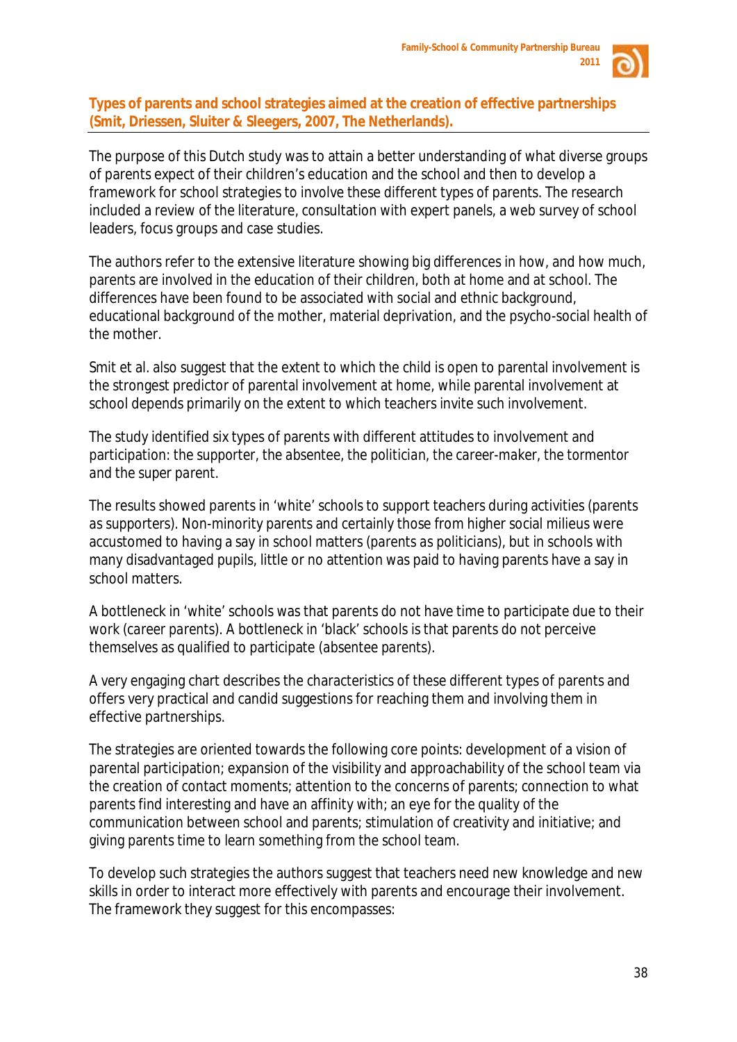## Types of parents and school strategies aimed at the creation of effective partnerships (Smit, Driessen, Sluiter & Sleegers, 2007, The Netherlands).

The purpose of this Dutch study was to attain a better understanding of what diverse groups of parents expect of their children's education and the school and then to develop a framework for school strategies to involve these different types of parents. The research included a review of the literature, consultation with expert panels, a web survey of school leaders, focus groups and case studies.

The authors refer to the extensive literature showing big differences in how, and how much, parents are involved in the education of their children, both at home and at school. The differences have been found to be associated with social and ethnic background, educational background of the mother, material deprivation, and the psycho-social health of the mother.

Smit et al. also suggest that the extent to which the child is open to parental involvement is the strongest predictor of parental involvement at home, while parental involvement at school depends primarily on the extent to which teachers invite such involvement.

The study identified six types of parents with different attitudes to involvement and participation: the supporter, the absentee, the politician, the career-maker, the tormentor and the super parent.

The results showed parents in 'white' schools to support teachers during activities (parents as supporters). Non-minority parents and certainly those from higher social milieus were accustomed to having a say in school matters (parents as politicians), but in schools with many disadvantaged pupils, little or no attention was paid to having parents have a say in school matters.

A bottleneck in 'white' schools was that parents do not have time to participate due to their work (career parents). A bottleneck in 'black' schools is that parents do not perceive themselves as qualified to participate (absentee parents).

A very engaging chart describes the characteristics of these different types of parents and offers very practical and candid suggestions for reaching them and involving them in effective partnerships.

The strategies are oriented towards the following core points: development of a vision of parental participation; expansion of the visibility and approachability of the school team via the creation of contact moments; attention to the concerns of parents; connection to what parents find interesting and have an affinity with; an eye for the quality of the communication between school and parents; stimulation of creativity and initiative; and giving parents time to learn something from the school team.

To develop such strategies the authors suggest that teachers need new knowledge and new skills in order to interact more effectively with parents and encourage their involvement. The framework they suggest for this encompasses: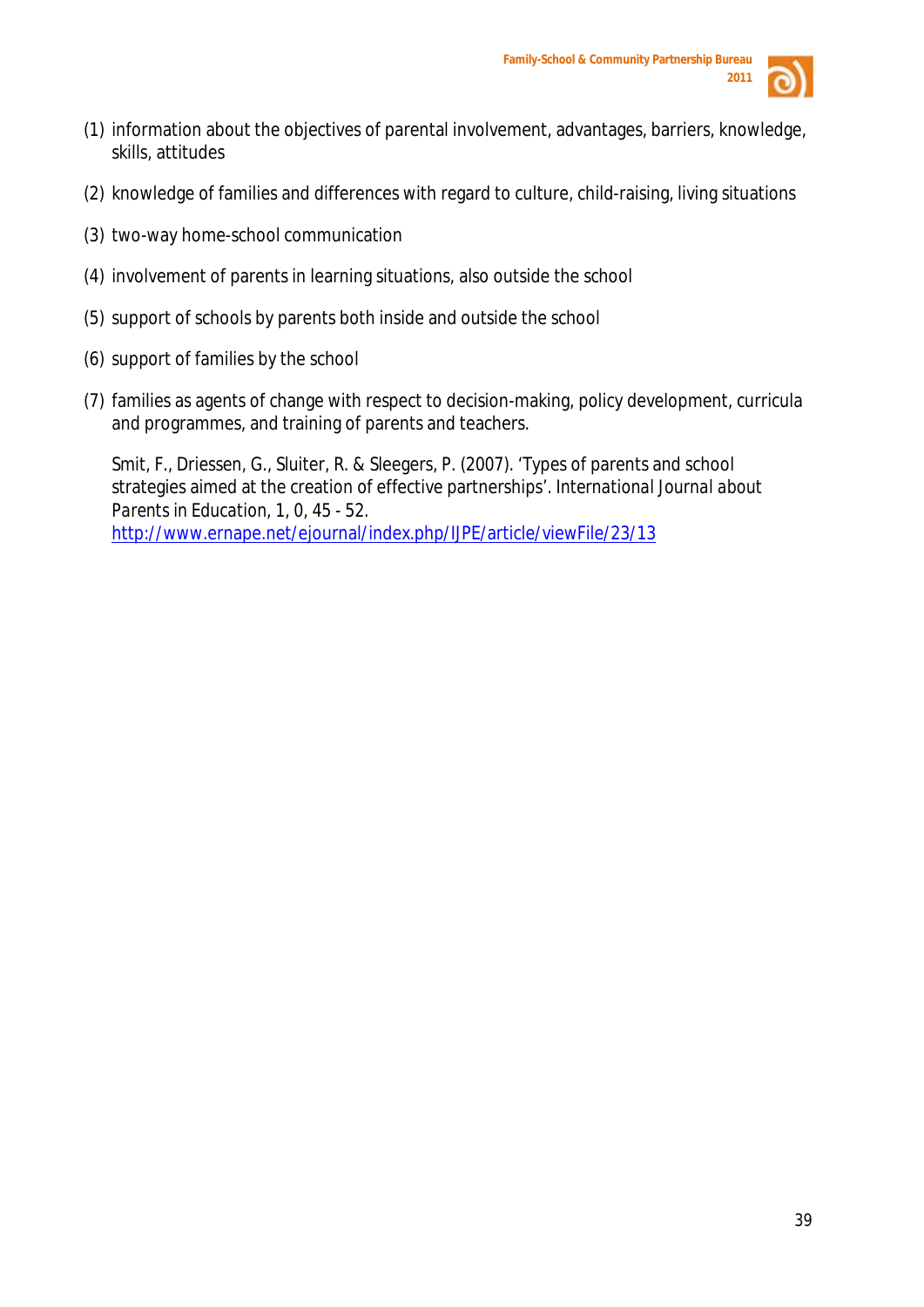(1) information about the objectives of parental involvement, advantages, barriers, knowledge, skills, attitudes

(2) knowledge of families and differences with regard to culture, child-raising, living situations

(3) two-way home-school communication

(4) involvement of parents in learning situations, also outside the school

(5) support of schools by parents both inside and outside the school

(6) support of families by the school

(7) families as agents of change with respect to decision-making, policy development, curricula and programmes, and training of parents and teachers.

Smit, F., Driessen, G., Sluiter, R. & Sleegers, P. (2007). 'Types of parents and school strategies aimed at the creation of effective partnerships'. International Journal about Parents in Education, 1, 0, 45 - 52.
http://www.ernape.net/ejournal/index.php/IJPE/article/viewFile/23/13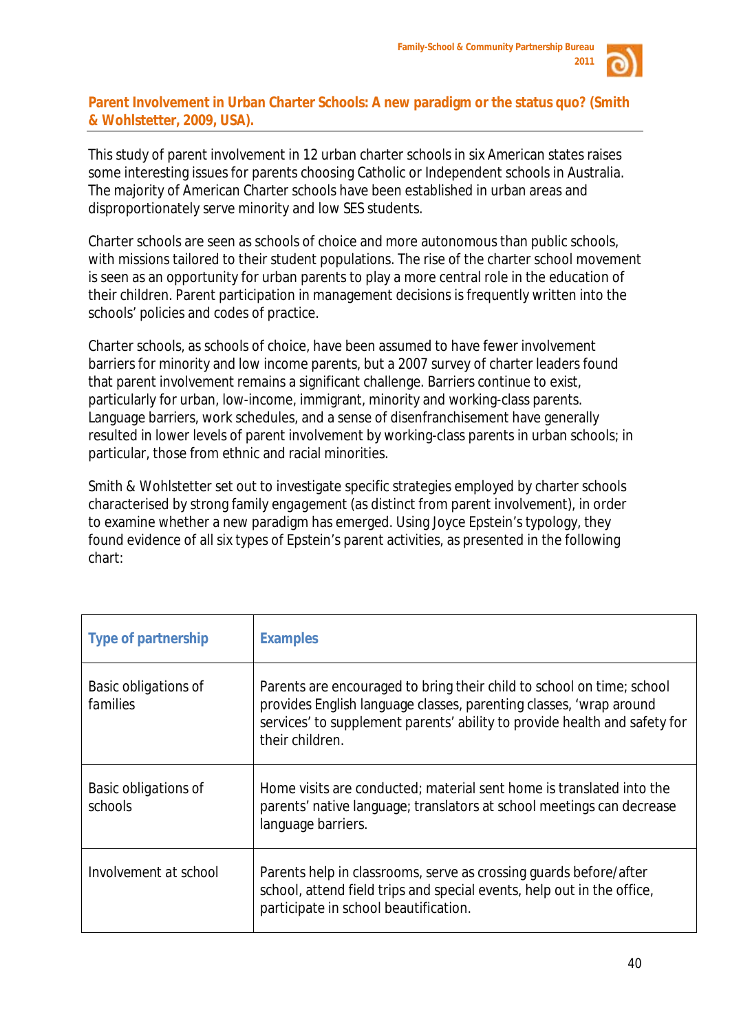## Parent Involvement in Urban Charter Schools: A new paradigm or the status quo? (Smith & Wohlstetter, 2009, USA).

This study of parent involvement in 12 urban charter schools in six American states raises some interesting issues for parents choosing Catholic or Independent schools in Australia. The majority of American Charter schools have been established in urban areas and disproportionately serve minority and low SES students.

Charter schools are seen as schools of choice and more autonomous than public schools, with missions tailored to their student populations. The rise of the charter school movement is seen as an opportunity for urban parents to play a more central role in the education of their children. Parent participation in management decisions is frequently written into the schools' policies and codes of practice.

Charter schools, as schools of choice, have been assumed to have fewer involvement barriers for minority and low income parents, but a 2007 survey of charter leaders found that parent involvement remains a significant challenge. Barriers continue to exist, particularly for urban, low-income, immigrant, minority and working-class parents. Language barriers, work schedules, and a sense of disenfranchisement have generally resulted in lower levels of parent involvement by working-class parents in urban schools; in particular, those from ethnic and racial minorities.

Smith & Wohlstetter set out to investigate specific strategies employed by charter schools characterised by strong family engagement (as distinct from parent involvement), in order to examine whether a new paradigm has emerged. Using Joyce Epstein's typology, they found evidence of all six types of Epstein's parent activities, as presented in the following chart:

| Type of partnership | Examples |
|---|---|
| Basic obligations of families | Parents are encouraged to bring their child to school on time; school provides English language classes, parenting classes, 'wrap around services' to supplement parents' ability to provide health and safety for their children. |
| Basic obligations of schools | Home visits are conducted; material sent home is translated into the parents' native language; translators at school meetings can decrease language barriers. |
| Involvement at school | Parents help in classrooms, serve as crossing guards before/after school, attend field trips and special events, help out in the office, participate in school beautification. |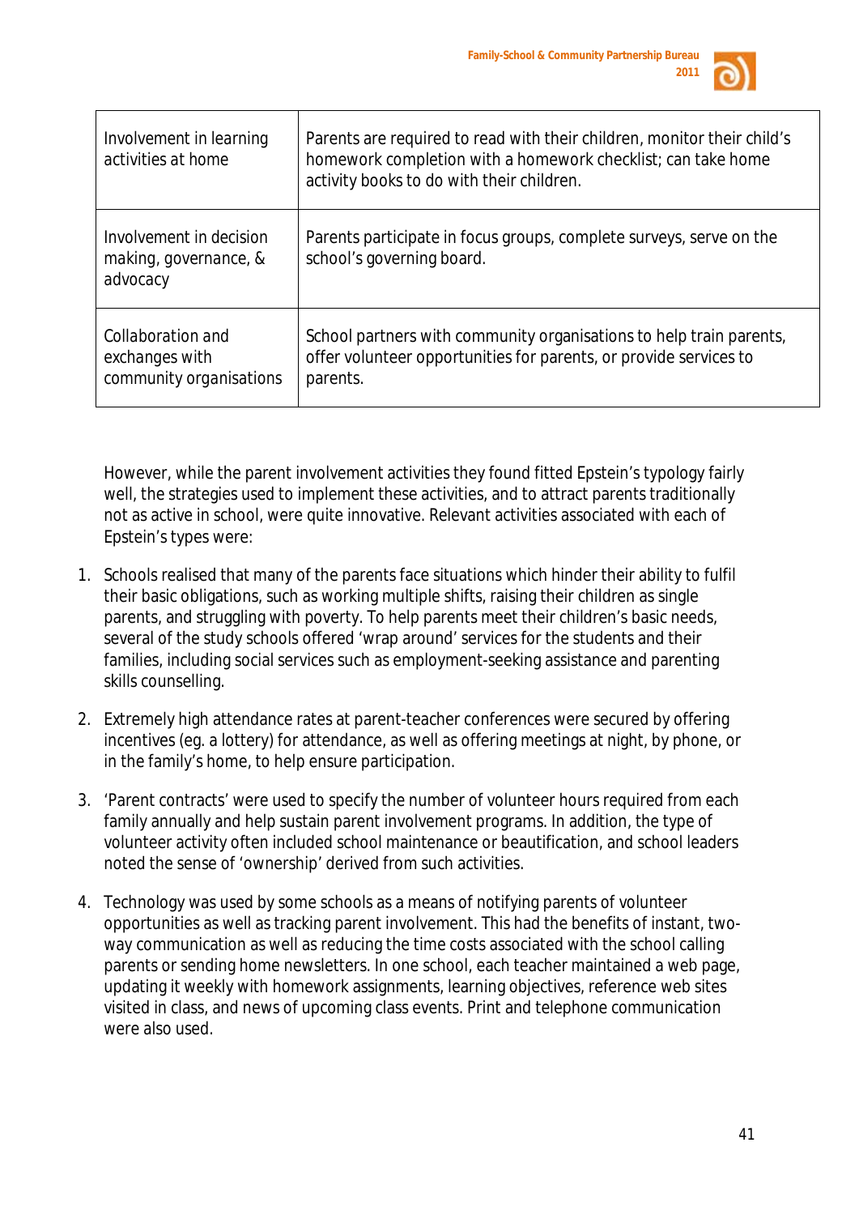| | |
|---|---|
| Involvement in learning activities at home | Parents are required to read with their children, monitor their child's homework completion with a homework checklist; can take home activity books to do with their children. |
| Involvement in decision making, governance, & advocacy | Parents participate in focus groups, complete surveys, serve on the school's governing board. |
| Collaboration and exchanges with community organisations | School partners with community organisations to help train parents, offer volunteer opportunities for parents, or provide services to parents. |

However, while the parent involvement activities they found fitted Epstein's typology fairly well, the strategies used to implement these activities, and to attract parents traditionally not as active in school, were quite innovative. Relevant activities associated with each of Epstein's types were:

1. Schools realised that many of the parents face situations which hinder their ability to fulfil their basic obligations, such as working multiple shifts, raising their children as single parents, and struggling with poverty. To help parents meet their children's basic needs, several of the study schools offered 'wrap around' services for the students and their families, including social services such as employment-seeking assistance and parenting skills counselling.

2. Extremely high attendance rates at parent-teacher conferences were secured by offering incentives (eg. a lottery) for attendance, as well as offering meetings at night, by phone, or in the family's home, to help ensure participation.

3. 'Parent contracts' were used to specify the number of volunteer hours required from each family annually and help sustain parent involvement programs. In addition, the type of volunteer activity often included school maintenance or beautification, and school leaders noted the sense of 'ownership' derived from such activities.

4. Technology was used by some schools as a means of notifying parents of volunteer opportunities as well as tracking parent involvement. This had the benefits of instant, two-way communication as well as reducing the time costs associated with the school calling parents or sending home newsletters. In one school, each teacher maintained a web page, updating it weekly with homework assignments, learning objectives, reference web sites visited in class, and news of upcoming class events. Print and telephone communication were also used.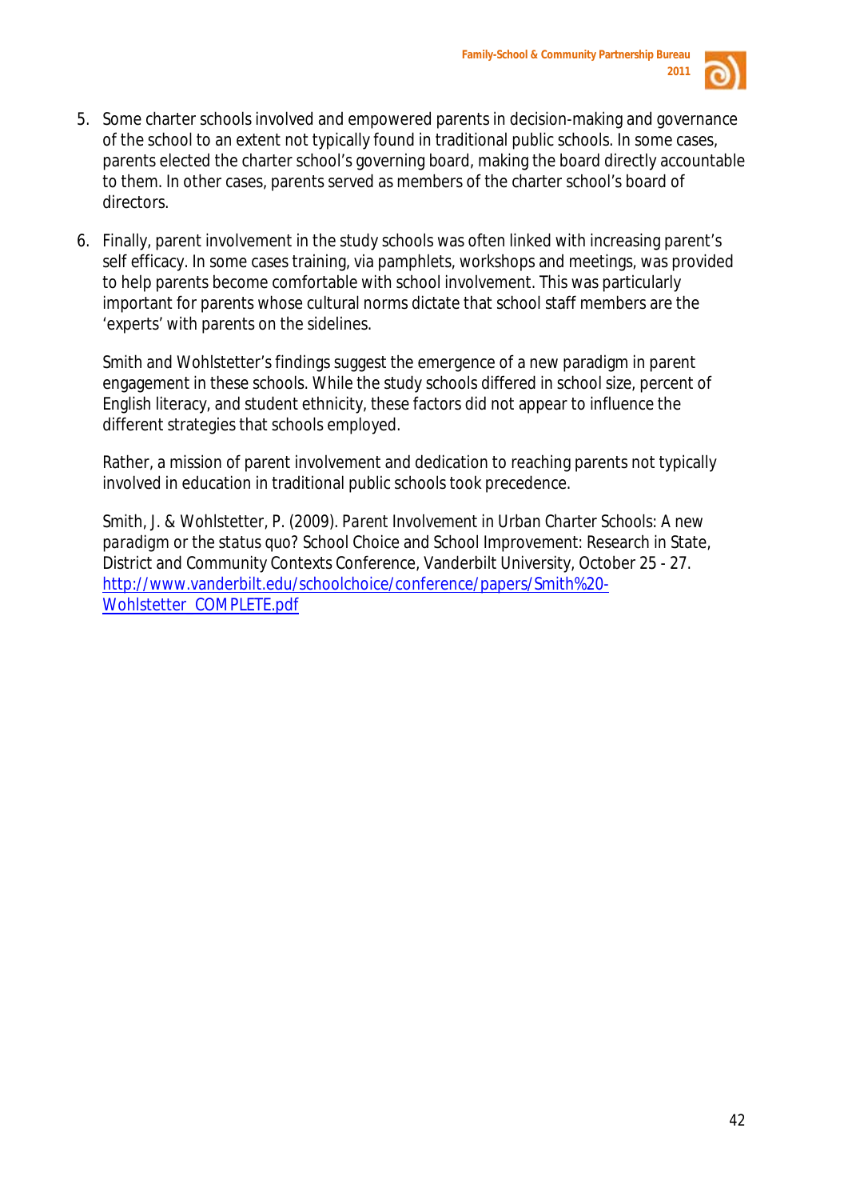5. Some charter schools involved and empowered parents in decision-making and governance of the school to an extent not typically found in traditional public schools. In some cases, parents elected the charter school's governing board, making the board directly accountable to them. In other cases, parents served as members of the charter school's board of directors.

6. Finally, parent involvement in the study schools was often linked with increasing parent's self efficacy. In some cases training, via pamphlets, workshops and meetings, was provided to help parents become comfortable with school involvement. This was particularly important for parents whose cultural norms dictate that school staff members are the 'experts' with parents on the sidelines.

   Smith and Wohlstetter's findings suggest the emergence of a new paradigm in parent engagement in these schools. While the study schools differed in school size, percent of English literacy, and student ethnicity, these factors did not appear to influence the different strategies that schools employed.

   Rather, a mission of parent involvement and dedication to reaching parents not typically involved in education in traditional public schools took precedence.

   Smith, J. & Wohlstetter, P. (2009). Parent Involvement in Urban Charter Schools: A new paradigm or the status quo? School Choice and School Improvement: Research in State, District and Community Contexts Conference, Vanderbilt University, October 25 - 27. [http://www.vanderbilt.edu/schoolchoice/conference/papers/Smith%20-Wohlstetter_COMPLETE.pdf](http://www.vanderbilt.edu/schoolchoice/conference/papers/Smith%20-Wohlstetter_COMPLETE.pdf)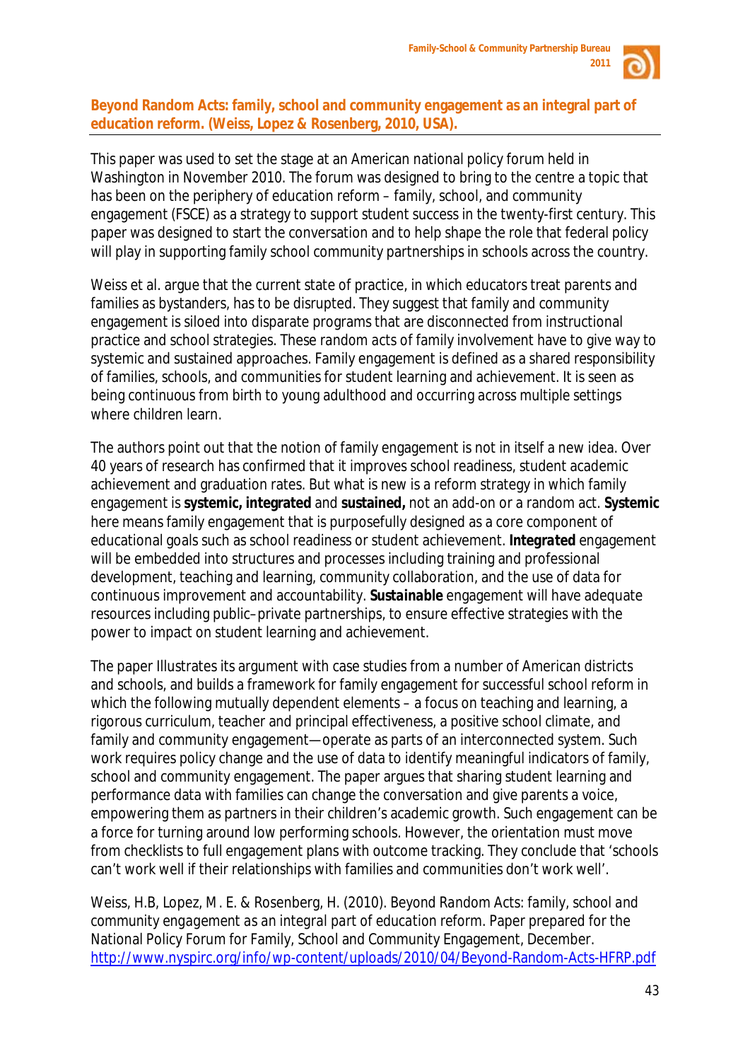## Beyond Random Acts: family, school and community engagement as an integral part of education reform. (Weiss, Lopez & Rosenberg, 2010, USA).

This paper was used to set the stage at an American national policy forum held in Washington in November 2010. The forum was designed to bring to the centre a topic that has been on the periphery of education reform – family, school, and community engagement (FSCE) as a strategy to support student success in the twenty-first century. This paper was designed to start the conversation and to help shape the role that federal policy will play in supporting family school community partnerships in schools across the country.

Weiss et al. argue that the current state of practice, in which educators treat parents and families as bystanders, has to be disrupted. They suggest that family and community engagement is siloed into disparate programs that are disconnected from instructional practice and school strategies. These random acts of family involvement have to give way to systemic and sustained approaches. Family engagement is defined as a shared responsibility of families, schools, and communities for student learning and achievement. It is seen as being continuous from birth to young adulthood and occurring across multiple settings where children learn.

The authors point out that the notion of family engagement is not in itself a new idea. Over 40 years of research has confirmed that it improves school readiness, student academic achievement and graduation rates. But what is new is a reform strategy in which family engagement is **systemic, integrated** and **sustained,** not an add-on or a random act. **Systemic** here means family engagement that is purposefully designed as a core component of educational goals such as school readiness or student achievement. ***Integrated*** engagement will be embedded into structures and processes including training and professional development, teaching and learning, community collaboration, and the use of data for continuous improvement and accountability. ***Sustainable*** engagement will have adequate resources including public–private partnerships, to ensure effective strategies with the power to impact on student learning and achievement.

The paper Illustrates its argument with case studies from a number of American districts and schools, and builds a framework for family engagement for successful school reform in which the following mutually dependent elements – a focus on teaching and learning, a rigorous curriculum, teacher and principal effectiveness, a positive school climate, and family and community engagement—operate as parts of an interconnected system. Such work requires policy change and the use of data to identify meaningful indicators of family, school and community engagement. The paper argues that sharing student learning and performance data with families can change the conversation and give parents a voice, empowering them as partners in their children's academic growth. Such engagement can be a force for turning around low performing schools. However, the orientation must move from checklists to full engagement plans with outcome tracking. They conclude that 'schools can't work well if their relationships with families and communities don't work well'.

Weiss, H.B, Lopez, M. E. & Rosenberg, H. (2010). *Beyond Random Acts: family, school and community engagement as an integral part of education reform*. Paper prepared for the National Policy Forum for Family, School and Community Engagement, December. http://www.nyspirc.org/info/wp-content/uploads/2010/04/Beyond-Random-Acts-HFRP.pdf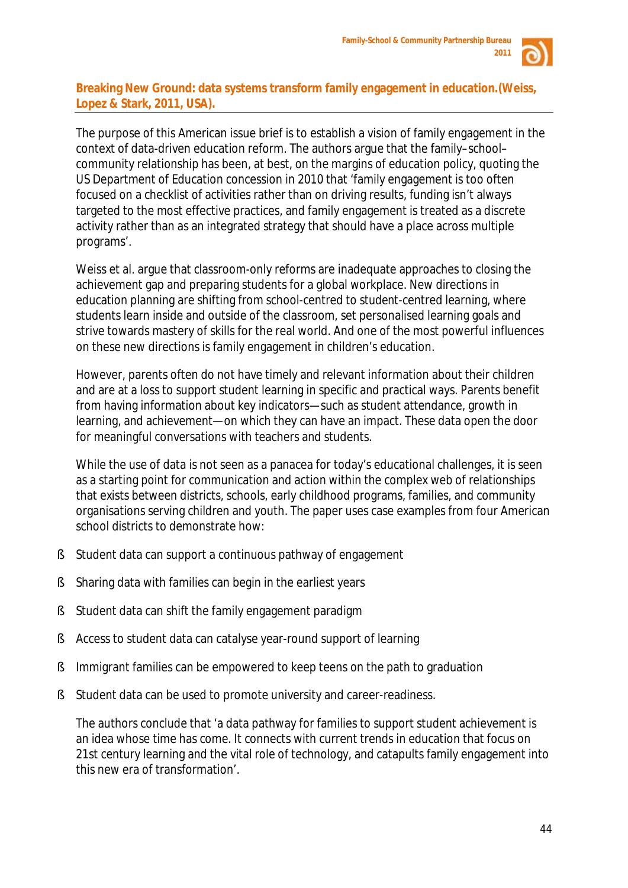## Breaking New Ground: data systems transform family engagement in education.(Weiss, Lopez & Stark, 2011, USA).

The purpose of this American issue brief is to establish a vision of family engagement in the context of data-driven education reform. The authors argue that the family–school–community relationship has been, at best, on the margins of education policy, quoting the US Department of Education concession in 2010 that 'family engagement is too often focused on a checklist of activities rather than on driving results, funding isn't always targeted to the most effective practices, and family engagement is treated as a discrete activity rather than as an integrated strategy that should have a place across multiple programs'.

Weiss et al. argue that classroom-only reforms are inadequate approaches to closing the achievement gap and preparing students for a global workplace. New directions in education planning are shifting from school-centred to student-centred learning, where students learn inside and outside of the classroom, set personalised learning goals and strive towards mastery of skills for the real world. And one of the most powerful influences on these new directions is family engagement in children's education.

However, parents often do not have timely and relevant information about their children and are at a loss to support student learning in specific and practical ways. Parents benefit from having information about key indicators—such as student attendance, growth in learning, and achievement—on which they can have an impact. These data open the door for meaningful conversations with teachers and students.

While the use of data is not seen as a panacea for today's educational challenges, it is seen as a starting point for communication and action within the complex web of relationships that exists between districts, schools, early childhood programs, families, and community organisations serving children and youth. The paper uses case examples from four American school districts to demonstrate how:

- Student data can support a continuous pathway of engagement
- Sharing data with families can begin in the earliest years
- Student data can shift the family engagement paradigm
- Access to student data can catalyse year-round support of learning
- Immigrant families can be empowered to keep teens on the path to graduation
- Student data can be used to promote university and career-readiness.

The authors conclude that 'a data pathway for families to support student achievement is an idea whose time has come. It connects with current trends in education that focus on 21st century learning and the vital role of technology, and catapults family engagement into this new era of transformation'.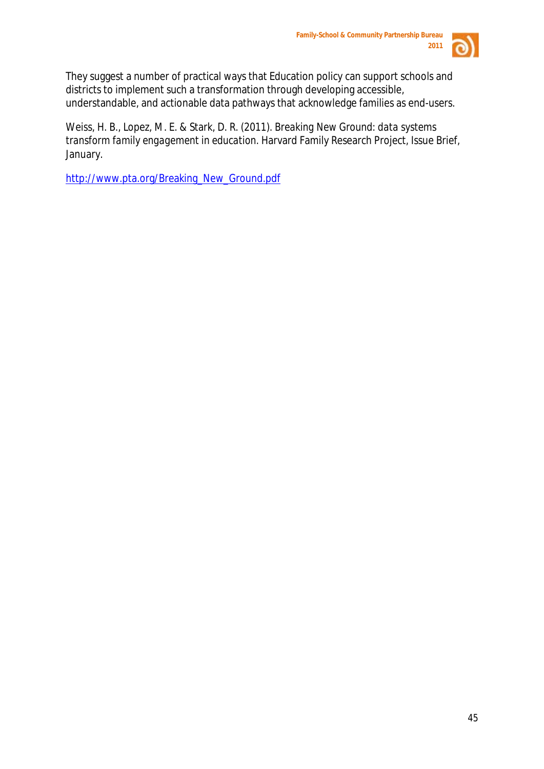They suggest a number of practical ways that Education policy can support schools and districts to implement such a transformation through developing accessible, understandable, and actionable data pathways that acknowledge families as end-users.

Weiss, H. B., Lopez, M . E. & Stark, D. R. (2011). Breaking New Ground: data systems transform family engagement in education. Harvard Family Research Project, Issue Brief, January.

http://www.pta.org/Breaking_New_Ground.pdf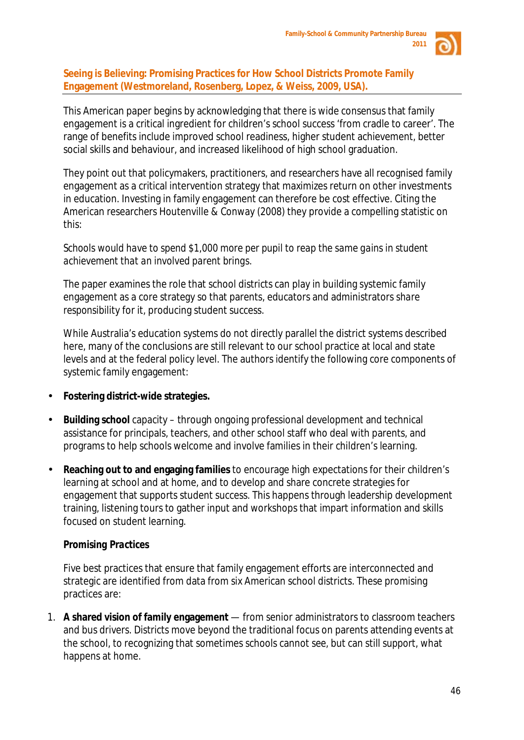### Seeing is Believing: Promising Practices for How School Districts Promote Family Engagement (Westmoreland, Rosenberg, Lopez, & Weiss, 2009, USA).

This American paper begins by acknowledging that there is wide consensus that family engagement is a critical ingredient for children's school success 'from cradle to career'. The range of benefits include improved school readiness, higher student achievement, better social skills and behaviour, and increased likelihood of high school graduation.

They point out that policymakers, practitioners, and researchers have all recognised family engagement as a critical intervention strategy that maximizes return on other investments in education. Investing in family engagement can therefore be cost effective. Citing the American researchers Houtenville & Conway (2008) they provide a compelling statistic on this:

*Schools would have to spend $1,000 more per pupil to reap the same gains in student achievement that an involved parent brings.*

The paper examines the role that school districts can play in building systemic family engagement as a core strategy so that parents, educators and administrators share responsibility for it, producing student success.

While Australia's education systems do not directly parallel the district systems described here, many of the conclusions are still relevant to our school practice at local and state levels and at the federal policy level. The authors identify the following core components of systemic family engagement:

- **Fostering district-wide strategies.**
- **Building school** capacity – through ongoing professional development and technical assistance for principals, teachers, and other school staff who deal with parents, and programs to help schools welcome and involve families in their children's learning.
- **Reaching out to and engaging families** to encourage high expectations for their children's learning at school and at home, and to develop and share concrete strategies for engagement that supports student success. This happens through leadership development training, listening tours to gather input and workshops that impart information and skills focused on student learning.

***Promising Practices***

Five best practices that ensure that family engagement efforts are interconnected and strategic are identified from data from six American school districts. These promising practices are:

1. **A shared vision of family engagement** — from senior administrators to classroom teachers and bus drivers. Districts move beyond the traditional focus on parents attending events at the school, to recognizing that sometimes schools cannot see, but can still support, what happens at home.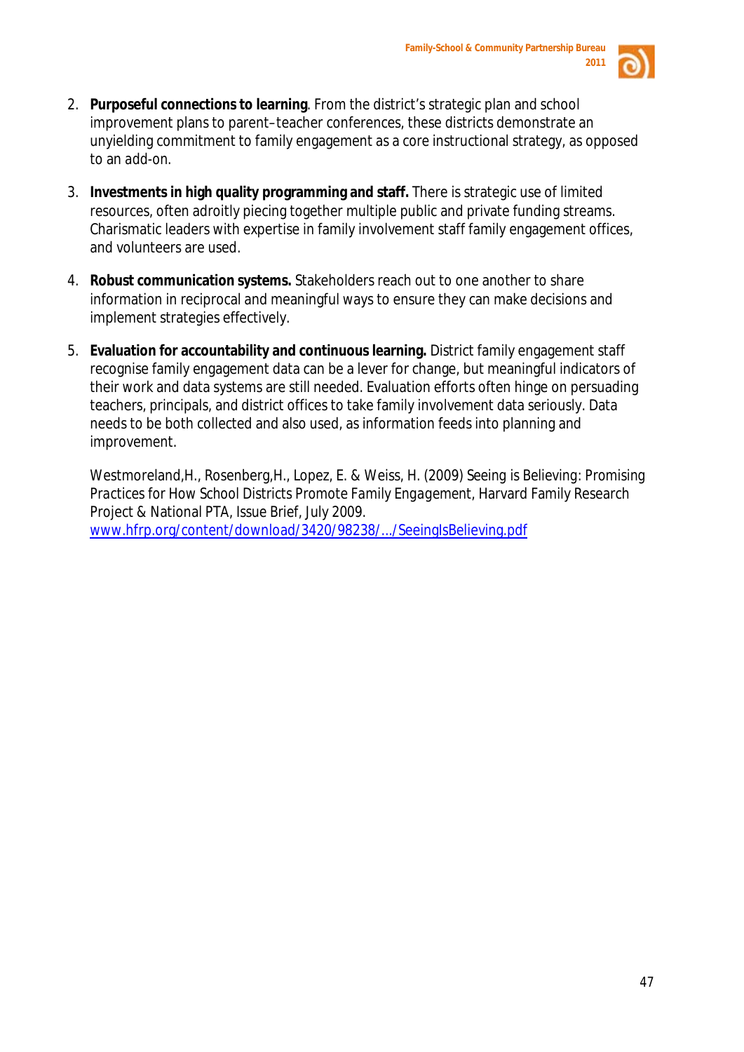2. **Purposeful connections to learning**. From the district's strategic plan and school improvement plans to parent–teacher conferences, these districts demonstrate an unyielding commitment to family engagement as a core instructional strategy, as opposed to an add-on.

3. **Investments in high quality programming and staff.** There is strategic use of limited resources, often adroitly piecing together multiple public and private funding streams. Charismatic leaders with expertise in family involvement staff family engagement offices, and volunteers are used.

4. **Robust communication systems.** Stakeholders reach out to one another to share information in reciprocal and meaningful ways to ensure they can make decisions and implement strategies effectively.

5. **Evaluation for accountability and continuous learning.** District family engagement staff recognise family engagement data can be a lever for change, but meaningful indicators of their work and data systems are still needed. Evaluation efforts often hinge on persuading teachers, principals, and district offices to take family involvement data seriously. Data needs to be both collected and also used, as information feeds into planning and improvement.

   Westmoreland,H., Rosenberg,H., Lopez, E. & Weiss, H. (2009) Seeing is Believing: Promising Practices for How School Districts Promote Family Engagement, Harvard Family Research Project & National PTA, Issue Brief, July 2009.
   [www.hfrp.org/content/download/3420/98238/.../SeeingIsBelieving.pdf](www.hfrp.org/content/download/3420/98238/.../SeeingIsBelieving.pdf)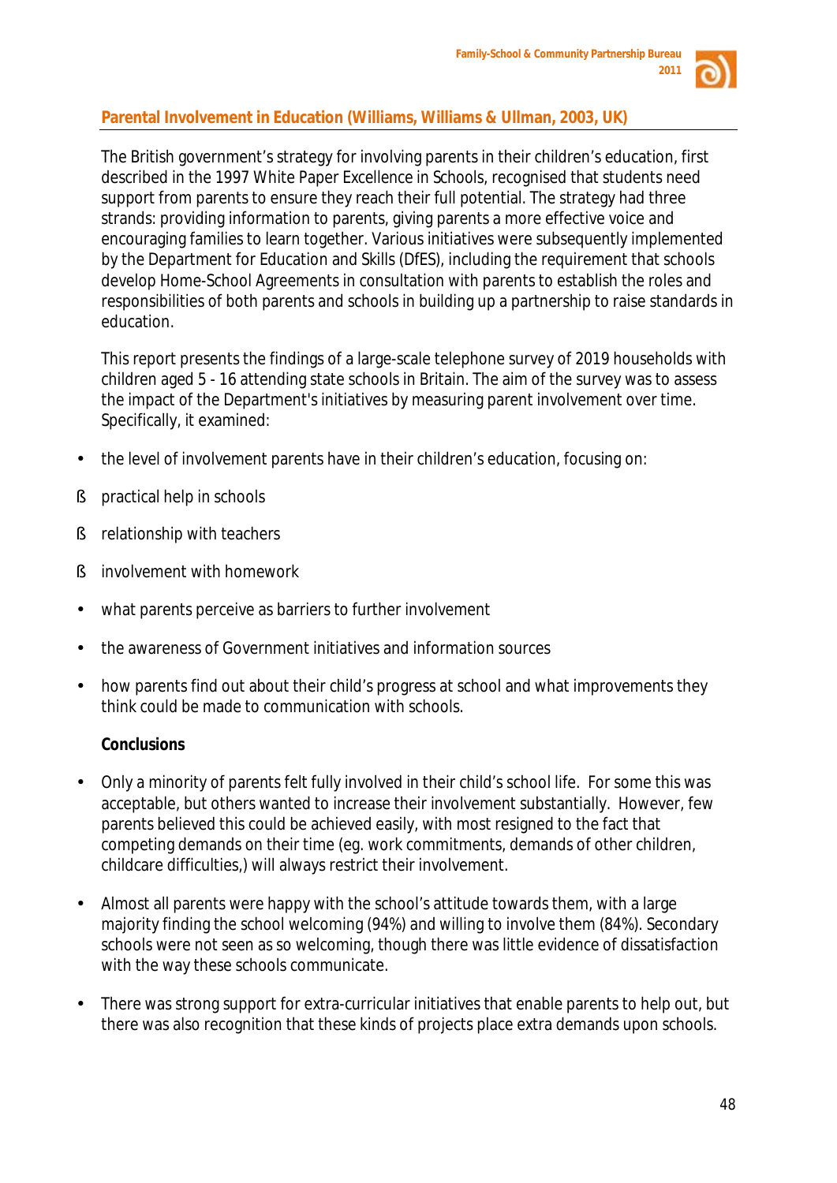## Parental Involvement in Education (Williams, Williams & Ullman, 2003, UK)

The British government's strategy for involving parents in their children's education, first described in the 1997 White Paper Excellence in Schools, recognised that students need support from parents to ensure they reach their full potential. The strategy had three strands: providing information to parents, giving parents a more effective voice and encouraging families to learn together. Various initiatives were subsequently implemented by the Department for Education and Skills (DfES), including the requirement that schools develop Home-School Agreements in consultation with parents to establish the roles and responsibilities of both parents and schools in building up a partnership to raise standards in education.

This report presents the findings of a large-scale telephone survey of 2019 households with children aged 5 - 16 attending state schools in Britain. The aim of the survey was to assess the impact of the Department's initiatives by measuring parent involvement over time. Specifically, it examined:

- the level of involvement parents have in their children's education, focusing on:
  - practical help in schools
  - relationship with teachers
  - involvement with homework
- what parents perceive as barriers to further involvement
- the awareness of Government initiatives and information sources
- how parents find out about their child's progress at school and what improvements they think could be made to communication with schools.

**Conclusions**

- Only a minority of parents felt fully involved in their child's school life. For some this was acceptable, but others wanted to increase their involvement substantially. However, few parents believed this could be achieved easily, with most resigned to the fact that competing demands on their time (eg. work commitments, demands of other children, childcare difficulties,) will always restrict their involvement.
- Almost all parents were happy with the school's attitude towards them, with a large majority finding the school welcoming (94%) and willing to involve them (84%). Secondary schools were not seen as so welcoming, though there was little evidence of dissatisfaction with the way these schools communicate.
- There was strong support for extra-curricular initiatives that enable parents to help out, but there was also recognition that these kinds of projects place extra demands upon schools.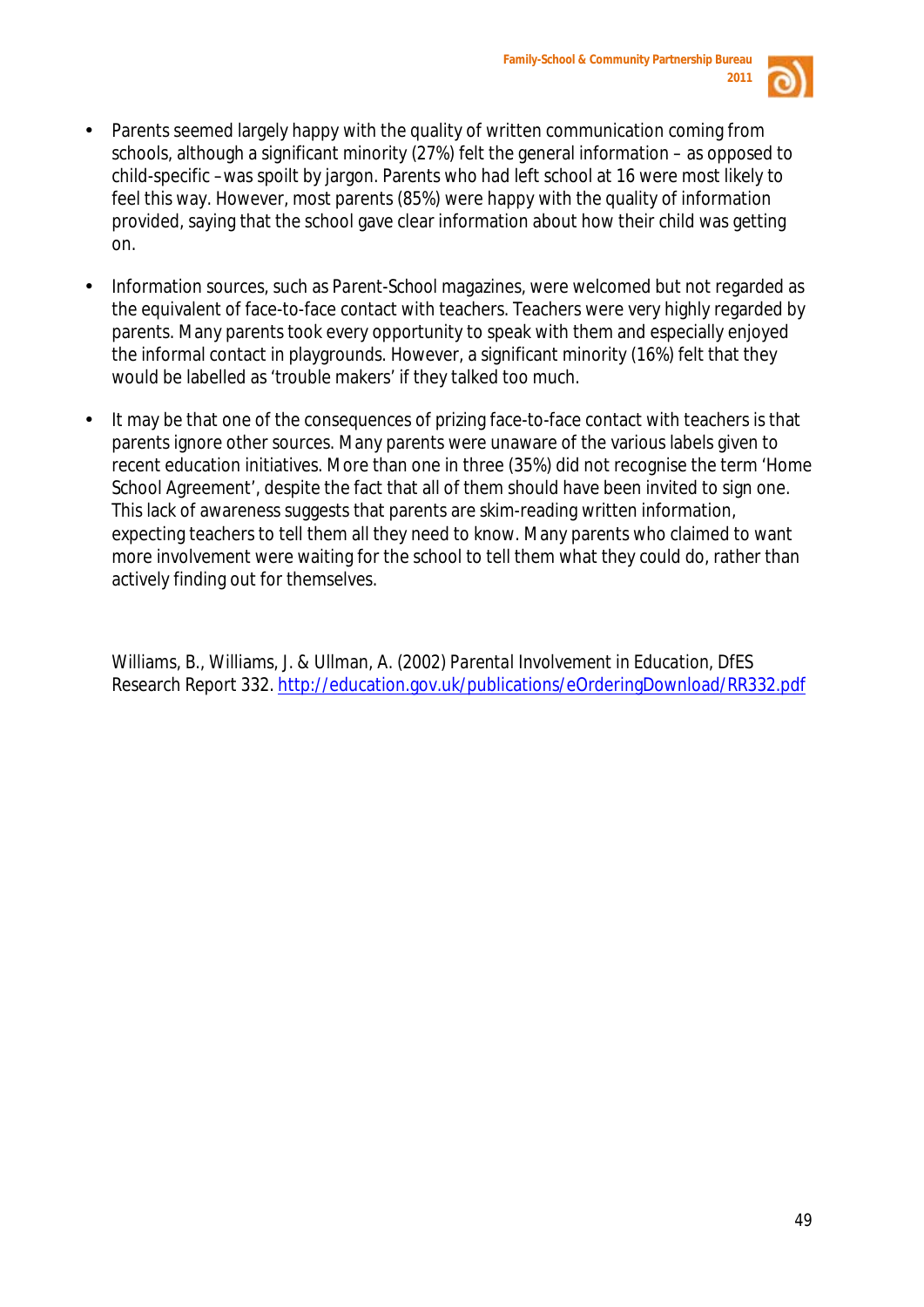- Parents seemed largely happy with the quality of written communication coming from schools, although a significant minority (27%) felt the general information – as opposed to child-specific –was spoilt by jargon. Parents who had left school at 16 were most likely to feel this way. However, most parents (85%) were happy with the quality of information provided, saying that the school gave clear information about how their child was getting on.

- Information sources, such as Parent-School magazines, were welcomed but not regarded as the equivalent of face-to-face contact with teachers. Teachers were very highly regarded by parents. Many parents took every opportunity to speak with them and especially enjoyed the informal contact in playgrounds. However, a significant minority (16%) felt that they would be labelled as 'trouble makers' if they talked too much.

- It may be that one of the consequences of prizing face-to-face contact with teachers is that parents ignore other sources. Many parents were unaware of the various labels given to recent education initiatives. More than one in three (35%) did not recognise the term 'Home School Agreement', despite the fact that all of them should have been invited to sign one. This lack of awareness suggests that parents are skim-reading written information, expecting teachers to tell them all they need to know. Many parents who claimed to want more involvement were waiting for the school to tell them what they could do, rather than actively finding out for themselves.

Williams, B., Williams, J. & Ullman, A. (2002) Parental Involvement in Education, DfES Research Report 332. http://education.gov.uk/publications/eOrderingDownload/RR332.pdf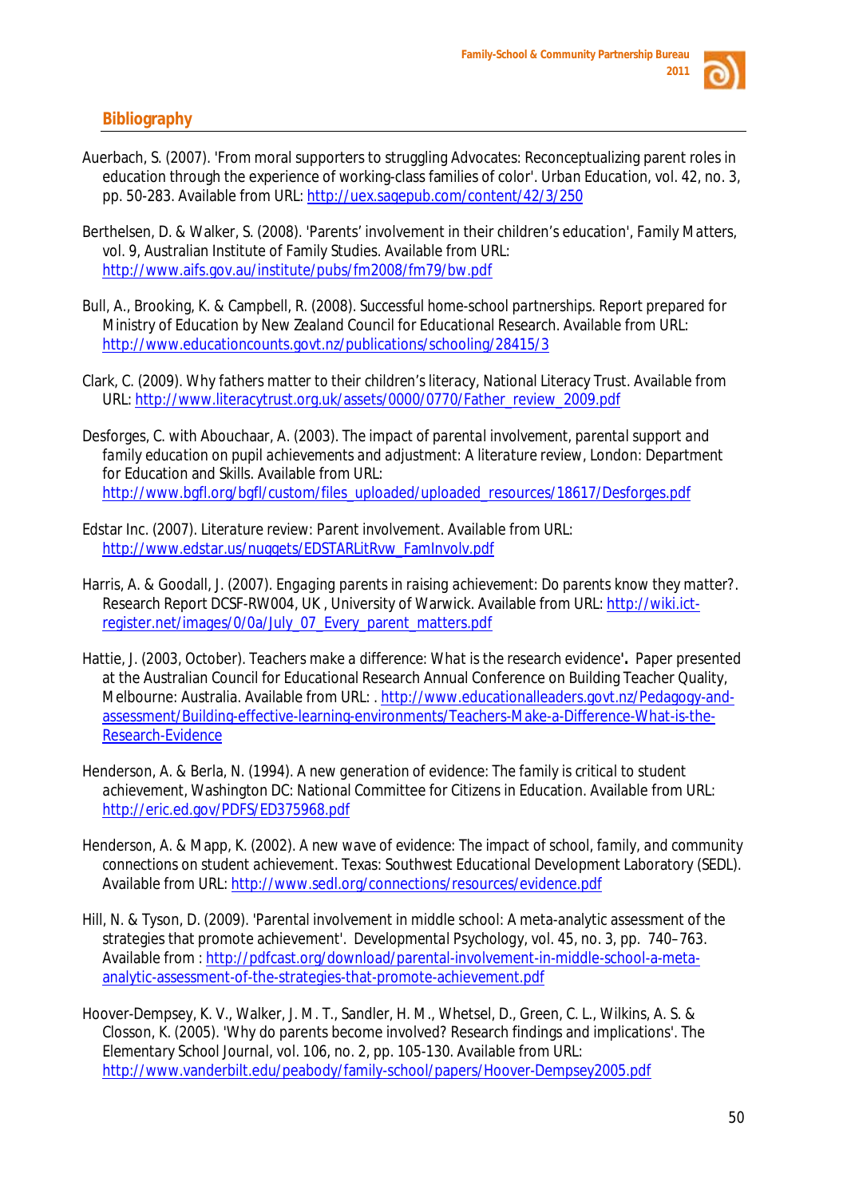## Bibliography

Auerbach, S. (2007). 'From moral supporters to struggling Advocates: Reconceptualizing parent roles in education through the experience of working-class families of color'. Urban Education, vol. 42, no. 3, pp. 50-283. Available from URL: http://uex.sagepub.com/content/42/3/250

Berthelsen, D. & Walker, S. (2008). 'Parents' involvement in their children's education', Family Matters, vol. 9, Australian Institute of Family Studies. Available from URL: http://www.aifs.gov.au/institute/pubs/fm2008/fm79/bw.pdf

Bull, A., Brooking, K. & Campbell, R. (2008). Successful home-school partnerships. Report prepared for Ministry of Education by New Zealand Council for Educational Research. Available from URL: http://www.educationcounts.govt.nz/publications/schooling/28415/3

Clark, C. (2009). Why fathers matter to their children's literacy, National Literacy Trust. Available from URL: http://www.literacytrust.org.uk/assets/0000/0770/Father_review_2009.pdf

Desforges, C. with Abouchaar, A. (2003). The impact of *parental involvement, parental support and family education on pupil achievements and adjustment: A literature review*, London: Department for Education and Skills. Available from URL: http://www.bgfl.org/bgfl/custom/files_uploaded/uploaded_resources/18617/Desforges.pdf

Edstar Inc. (2007). Literature review: Parent involvement. Available from URL: http://www.edstar.us/nuggets/EDSTARLitRvw_FamInvolv.pdf

Harris, A. & Goodall, J. (2007). *Engaging parents in raising achievement: Do parents know they matter?*. Research Report DCSF-RW004, UK , University of Warwick. Available from URL: http://wiki.ict-register.net/images/0/0a/July_07_Every_parent_matters.pdf

Hattie, J. (2003, October). Teachers make a difference: What is the research evidence**'.** Paper presented at the Australian Council for Educational Research Annual Conference on Building Teacher Quality, Melbourne: Australia. Available from URL: . http://www.educationalleaders.govt.nz/Pedagogy-and-assessment/Building-effective-learning-environments/Teachers-Make-a-Difference-What-is-the-Research-Evidence

Henderson, A. & Berla, N. (1994). A new generation of evidence: The *family* is critical to student achievement, Washington DC: National Committee for Citizens in Education. Available from URL: http://eric.ed.gov/PDFS/ED375968.pdf

Henderson, A. & Mapp, K. (2002). A new wave of evidence: The impact of school, *family*, and community connections on student achievement. Texas: Southwest Educational Development Laboratory (SEDL). Available from URL: http://www.sedl.org/connections/resources/evidence.pdf

Hill, N. & Tyson, D. (2009). 'Parental involvement in middle school: A meta-analytic assessment of the strategies that promote achievement'. *Developmental Psychology*, vol. 45, no. 3, pp. 740–763. Available from : http://pdfcast.org/download/parental-involvement-in-middle-school-a-meta-analytic-assessment-of-the-strategies-that-promote-achievement.pdf

Hoover-Dempsey, K. V., Walker, J. M. T., Sandler, H. M., Whetsel, D., Green, C. L., Wilkins, A. S. & Closson, K. (2005). 'Why do parents become involved? Research findings and implications'. The Elementary School Journal, vol. 106, no. 2, pp. 105-130. Available from URL: http://www.vanderbilt.edu/peabody/family-school/papers/Hoover-Dempsey2005.pdf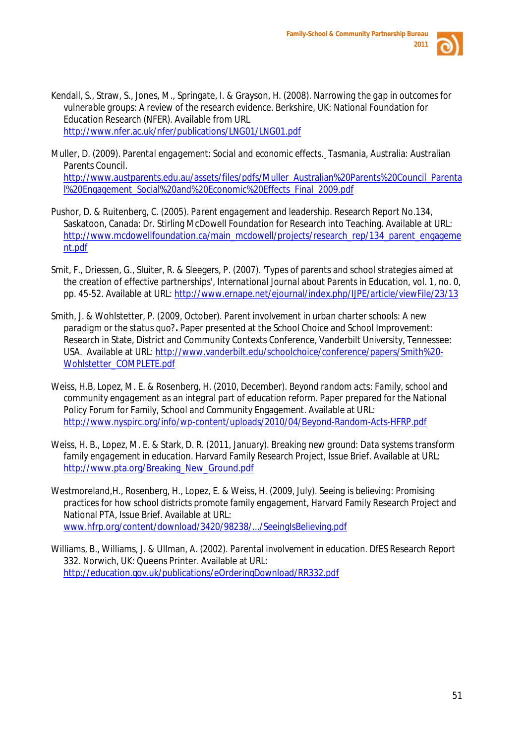Kendall, S., Straw, S., Jones, M., Springate, I. & Grayson, H. (2008). Narrowing the gap in outcomes for vulnerable groups: A review of the research evidence. Berkshire, UK: National Foundation for Education Research (NFER). Available from URL http://www.nfer.ac.uk/nfer/publications/LNG01/LNG01.pdf

Muller, D. (2009). Parental engagement: Social and economic effects. Tasmania, Australia: Australian Parents Council. http://www.austparents.edu.au/assets/files/pdfs/Muller_Australian%20Parents%20Council_Parental%20Engagement_Social%20and%20Economic%20Effects_Final_2009.pdf

Pushor, D. & Ruitenberg, C. (2005). Parent engagement and leadership. Research Report No.134, Saskatoon, Canada: Dr. Stirling McDowell Foundation for Research into Teaching. Available at URL: http://www.mcdowellfoundation.ca/main_mcdowell/projects/research_rep/134_parent_engagement.pdf

Smit, F., Driessen, G., Sluiter, R. & Sleegers, P. (2007). 'Types of parents and school strategies aimed at the creation of effective partnerships', International Journal about Parents in Education, vol. 1, no. 0, pp. 45-52. Available at URL: http://www.ernape.net/ejournal/index.php/IJPE/article/viewFile/23/13

Smith, J. & Wohlstetter, P. (2009, October). Parent involvement in urban charter schools: A new paradigm or the status quo?**.** Paper presented at the School Choice and School Improvement: Research in State, District and Community Contexts Conference, Vanderbilt University, Tennessee: USA. Available at URL: http://www.vanderbilt.edu/schoolchoice/conference/papers/Smith%20-Wohlstetter_COMPLETE.pdf

Weiss, H.B, Lopez, M. E. & Rosenberg, H. (2010, December). Beyond random acts: Family, school and community engagement as an integral part of education reform. Paper prepared for the National Policy Forum for Family, School and Community Engagement. Available at URL: http://www.nyspirc.org/info/wp-content/uploads/2010/04/Beyond-Random-Acts-HFRP.pdf

Weiss, H. B., Lopez, M. E. & Stark, D. R. (2011, January). Breaking new ground: Data systems transform family engagement in education. Harvard Family Research Project, Issue Brief. Available at URL: http://www.pta.org/Breaking_New_Ground.pdf

Westmoreland,H., Rosenberg, H., Lopez, E. & Weiss, H. (2009, July). Seeing is believing: Promising practices for how school districts promote family engagement, Harvard Family Research Project and National PTA, Issue Brief. Available at URL: www.hfrp.org/content/download/3420/98238/.../SeeingIsBelieving.pdf

Williams, B., Williams, J. & Ullman, A. (2002). Parental involvement in education. DfES Research Report 332. Norwich, UK: Queens Printer. Available at URL: http://education.gov.uk/publications/eOrderingDownload/RR332.pdf